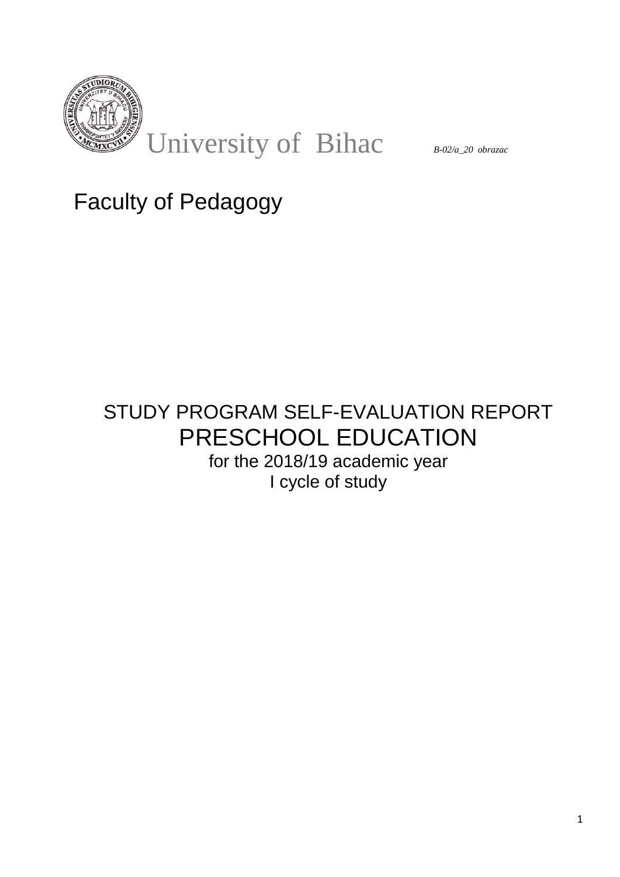University of Bihac *B-02/a_20 obrazac*

# Faculty of Pedagogy

## STUDY PROGRAM SELF-EVALUATION REPORT

# PRESCHOOL EDUCATION

for the 2018/19 academic year

I cycle of study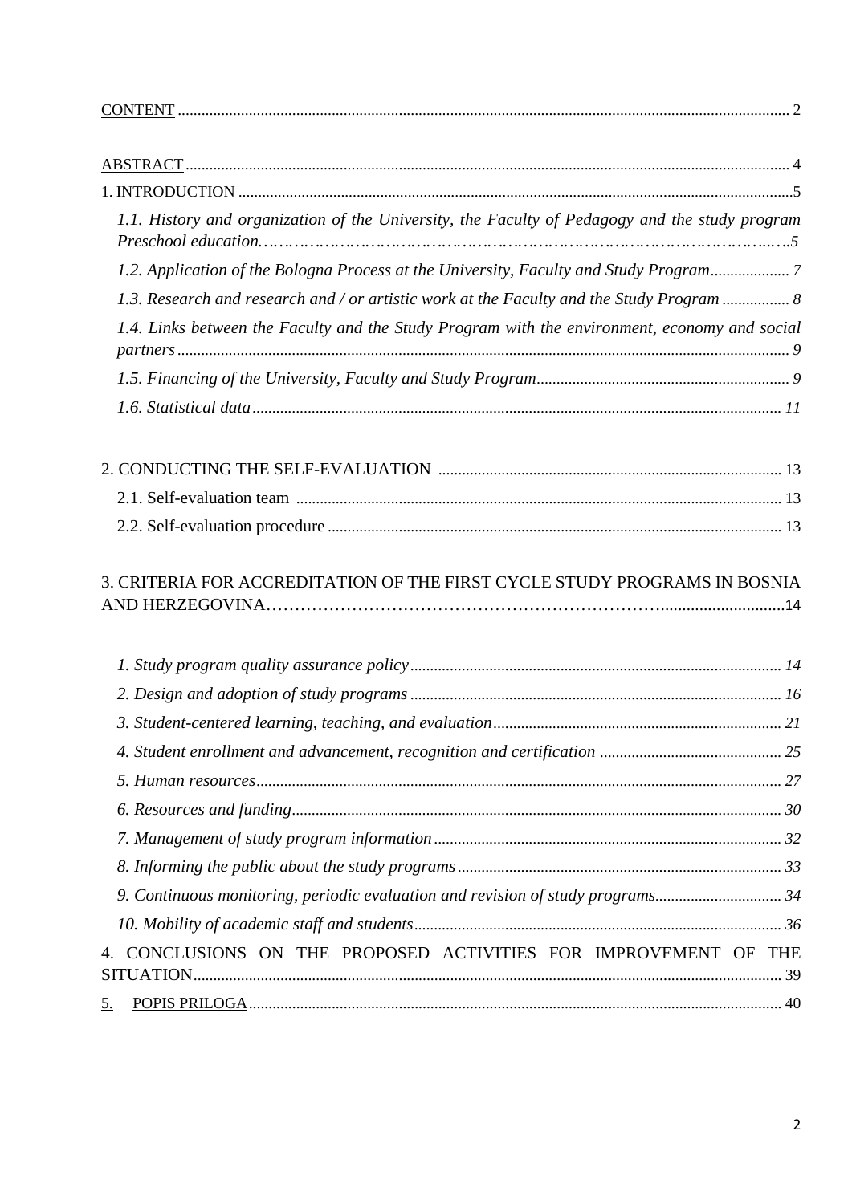CONTENT ........................................................................................................................................... 2

ABSTRACT ......................................................................................................................................... 4

1. INTRODUCTION ..........................................................................................................................5

*1.1. History and organization of the University, the Faculty of Pedagogy and the study program Preschool education……………………………………………………………………………..5*

*1.2. Application of the Bologna Process at the University, Faculty and Study Program.................... 7*

*1.3. Research and research and / or artistic work at the Faculty and the Study Program ................. 8*

*1.4. Links between the Faculty and the Study Program with the environment, economy and social partners ........................................................................................................................................... 9*

*1.5. Financing of the University, Faculty and Study Program............................................................... 9*

*1.6. Statistical data ................................................................................................................................... 11*

2. CONDUCTING THE SELF-EVALUATION ...................................................................................... 13

2.1. Self-evaluation team ......................................................................................................................... 13

2.2. Self-evaluation procedure ................................................................................................................. 13

3. CRITERIA FOR ACCREDITATION OF THE FIRST CYCLE STUDY PROGRAMS IN BOSNIA AND HERZEGOVINA…………………………………………………………………...........................14

*1. Study program quality assurance policy ............................................................................................ 14*

*2. Design and adoption of study programs ............................................................................................ 16*

*3. Student-centered learning, teaching, and evaluation ........................................................................ 21*

*4. Student enrollment and advancement, recognition and certification ............................................. 25*

*5. Human resources ................................................................................................................................... 27*

*6. Resources and funding .......................................................................................................................... 30*

*7. Management of study program information ....................................................................................... 32*

*8. Informing the public about the study programs ................................................................................. 33*

*9. Continuous monitoring, periodic evaluation and revision of study programs................................ 34*

*10. Mobility of academic staff and students ............................................................................................ 36*

4. CONCLUSIONS ON THE PROPOSED ACTIVITIES FOR IMPROVEMENT OF THE SITUATION ..................................................................................................................................... 39

5. POPIS PRILOGA ................................................................................................................................... 40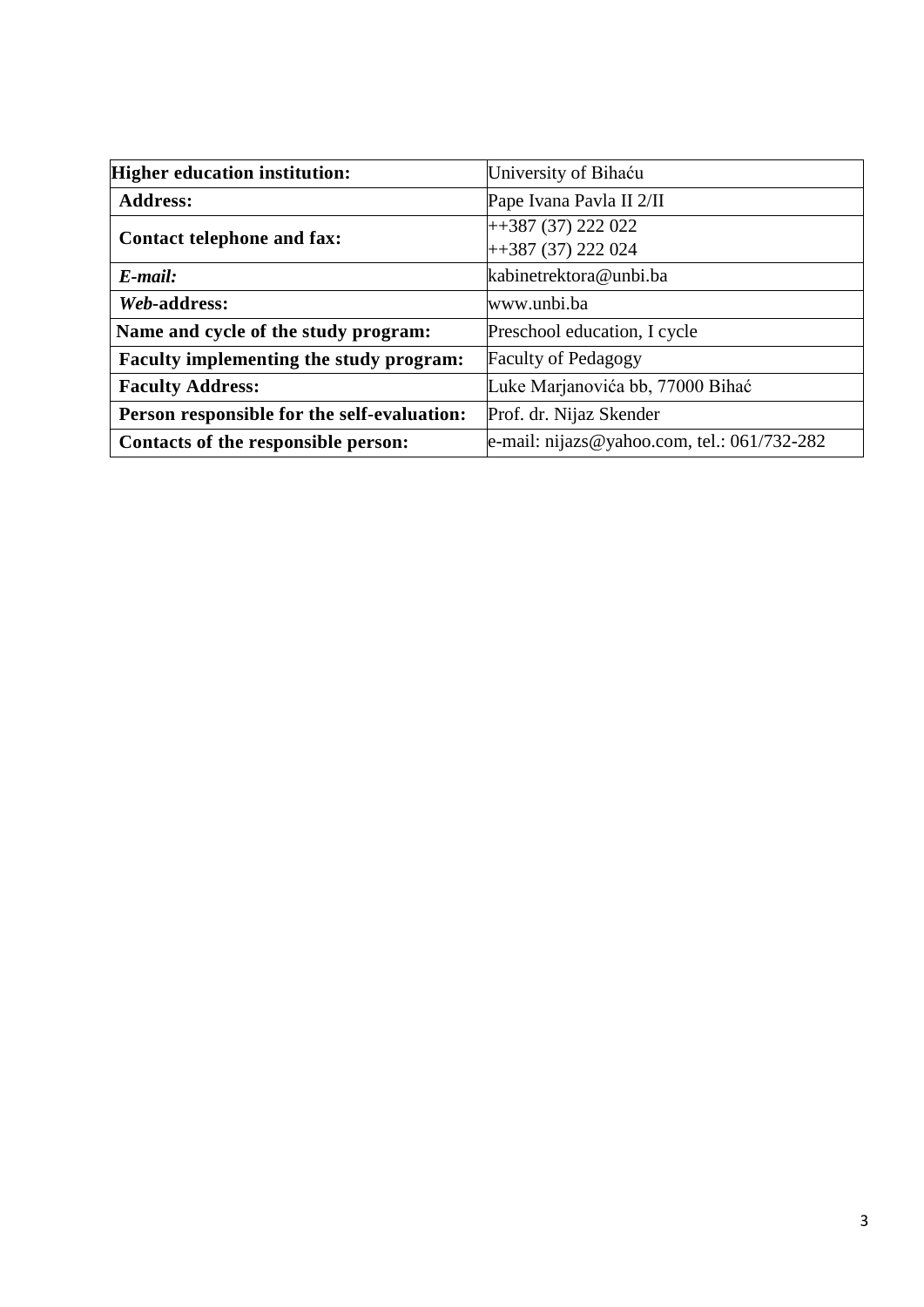| **Higher education institution:** | University of Bihaću |
|---|---|
| **Address:** | Pape Ivana Pavla II 2/II |
| **Contact telephone and fax:** | ++387 (37) 222 022<br>++387 (37) 222 024 |
| ***E-mail:*** | kabinetrektora@unbi.ba |
| ***Web*-address:** | www.unbi.ba |
| **Name and cycle of the study program:** | Preschool education, I cycle |
| **Faculty implementing the study program:** | Faculty of Pedagogy |
| **Faculty Address:** | Luke Marjanovića bb, 77000 Bihać |
| **Person responsible for the self-evaluation:** | Prof. dr. Nijaz Skender |
| **Contacts of the responsible person:** | e-mail: nijazs@yahoo.com, tel.: 061/732-282 |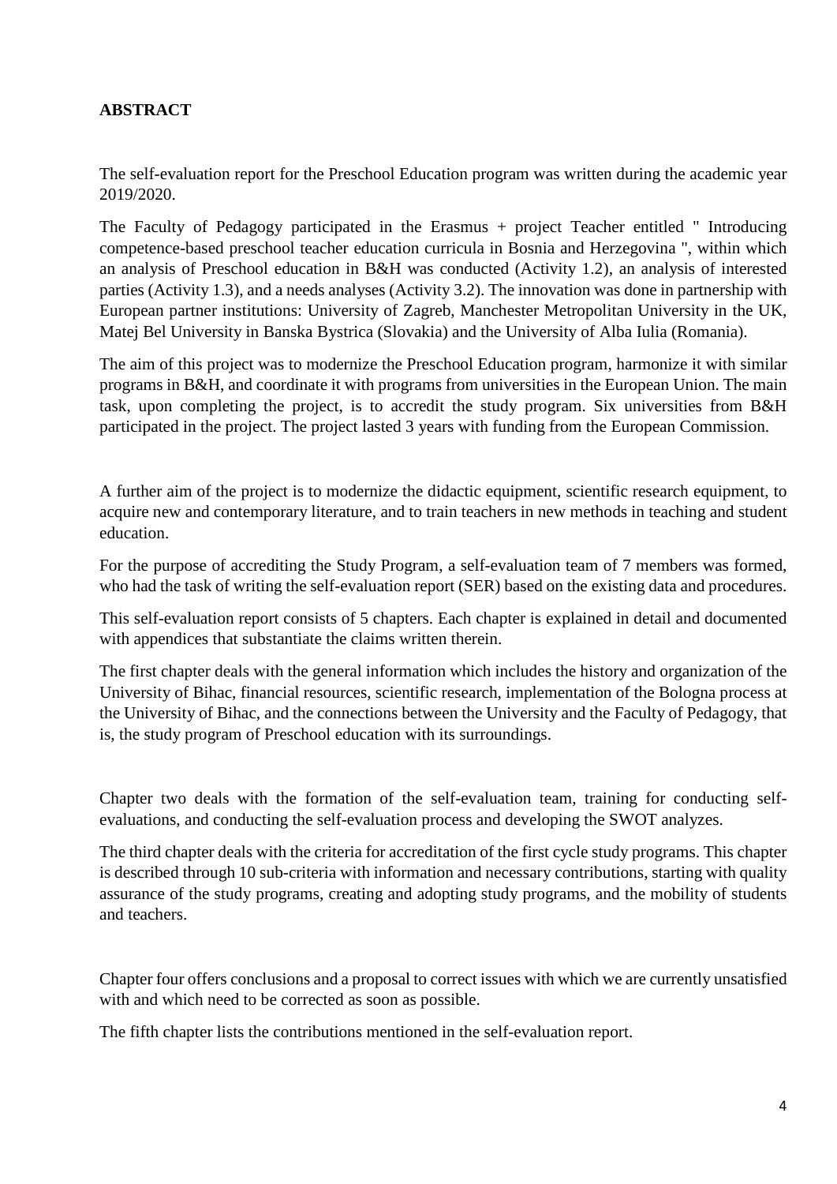**ABSTRACT**

The self-evaluation report for the Preschool Education program was written during the academic year 2019/2020.

The Faculty of Pedagogy participated in the Erasmus + project Teacher entitled " Introducing competence-based preschool teacher education curricula in Bosnia and Herzegovina ", within which an analysis of Preschool education in B&H was conducted (Activity 1.2), an analysis of interested parties (Activity 1.3), and a needs analyses (Activity 3.2). The innovation was done in partnership with European partner institutions: University of Zagreb, Manchester Metropolitan University in the UK, Matej Bel University in Banska Bystrica (Slovakia) and the University of Alba Iulia (Romania).

The aim of this project was to modernize the Preschool Education program, harmonize it with similar programs in B&H, and coordinate it with programs from universities in the European Union. The main task, upon completing the project, is to accredit the study program. Six universities from B&H participated in the project. The project lasted 3 years with funding from the European Commission.

A further aim of the project is to modernize the didactic equipment, scientific research equipment, to acquire new and contemporary literature, and to train teachers in new methods in teaching and student education.

For the purpose of accrediting the Study Program, a self-evaluation team of 7 members was formed, who had the task of writing the self-evaluation report (SER) based on the existing data and procedures.

This self-evaluation report consists of 5 chapters. Each chapter is explained in detail and documented with appendices that substantiate the claims written therein.

The first chapter deals with the general information which includes the history and organization of the University of Bihac, financial resources, scientific research, implementation of the Bologna process at the University of Bihac, and the connections between the University and the Faculty of Pedagogy, that is, the study program of Preschool education with its surroundings.

Chapter two deals with the formation of the self-evaluation team, training for conducting self-evaluations, and conducting the self-evaluation process and developing the SWOT analyzes.

The third chapter deals with the criteria for accreditation of the first cycle study programs. This chapter is described through 10 sub-criteria with information and necessary contributions, starting with quality assurance of the study programs, creating and adopting study programs, and the mobility of students and teachers.

Chapter four offers conclusions and a proposal to correct issues with which we are currently unsatisfied with and which need to be corrected as soon as possible.

The fifth chapter lists the contributions mentioned in the self-evaluation report.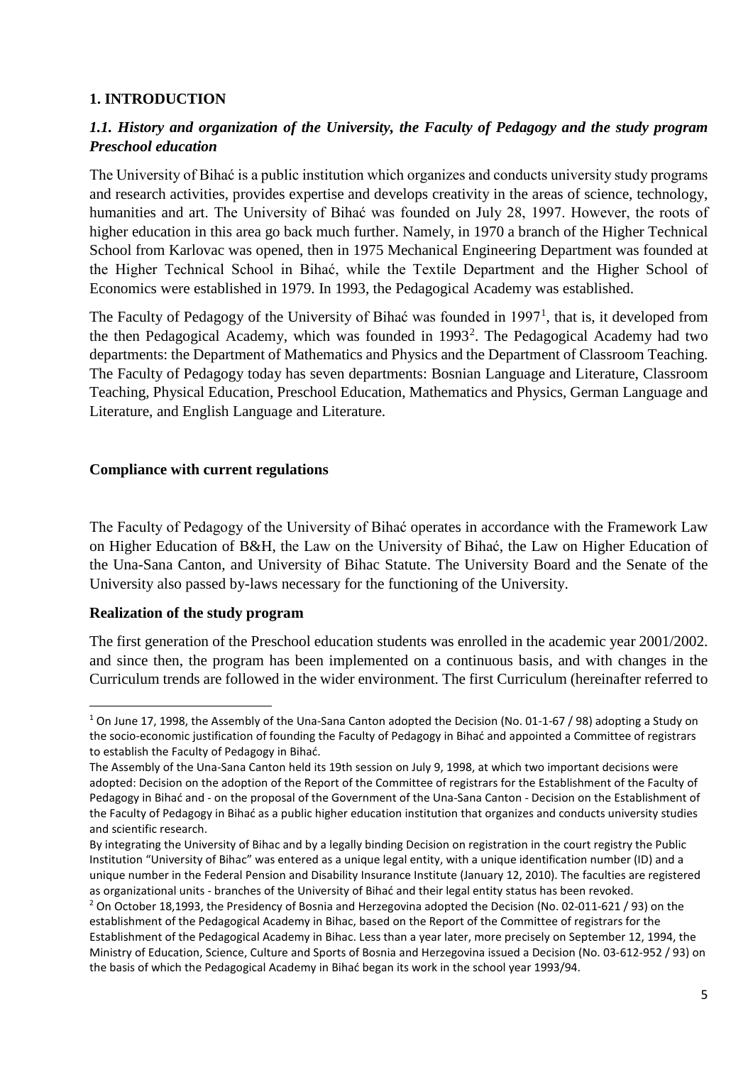# 1. INTRODUCTION

## *1.1. History and organization of the University, the Faculty of Pedagogy and the study program Preschool education*

The University of Bihać is a public institution which organizes and conducts university study programs and research activities, provides expertise and develops creativity in the areas of science, technology, humanities and art. The University of Bihać was founded on July 28, 1997. However, the roots of higher education in this area go back much further. Namely, in 1970 a branch of the Higher Technical School from Karlovac was opened, then in 1975 Mechanical Engineering Department was founded at the Higher Technical School in Bihać, while the Textile Department and the Higher School of Economics were established in 1979. In 1993, the Pedagogical Academy was established.

The Faculty of Pedagogy of the University of Bihać was founded in 1997[1], that is, it developed from the then Pedagogical Academy, which was founded in 1993[2]. The Pedagogical Academy had two departments: the Department of Mathematics and Physics and the Department of Classroom Teaching. The Faculty of Pedagogy today has seven departments: Bosnian Language and Literature, Classroom Teaching, Physical Education, Preschool Education, Mathematics and Physics, German Language and Literature, and English Language and Literature.

### Compliance with current regulations

The Faculty of Pedagogy of the University of Bihać operates in accordance with the Framework Law on Higher Education of B&H, the Law on the University of Bihać, the Law on Higher Education of the Una-Sana Canton, and University of Bihac Statute. The University Board and the Senate of the University also passed by-laws necessary for the functioning of the University.

### Realization of the study program

The first generation of the Preschool education students was enrolled in the academic year 2001/2002. and since then, the program has been implemented on a continuous basis, and with changes in the Curriculum trends are followed in the wider environment. The first Curriculum (hereinafter referred to

---

[1] On June 17, 1998, the Assembly of the Una-Sana Canton adopted the Decision (No. 01-1-67 / 98) adopting a Study on the socio-economic justification of founding the Faculty of Pedagogy in Bihać and appointed a Committee of registrars to establish the Faculty of Pedagogy in Bihać.

The Assembly of the Una-Sana Canton held its 19th session on July 9, 1998, at which two important decisions were adopted: Decision on the adoption of the Report of the Committee of registrars for the Establishment of the Faculty of Pedagogy in Bihać and - on the proposal of the Government of the Una-Sana Canton - Decision on the Establishment of the Faculty of Pedagogy in Bihać as a public higher education institution that organizes and conducts university studies and scientific research.

By integrating the University of Bihac and by a legally binding Decision on registration in the court registry the Public Institution "University of Bihac" was entered as a unique legal entity, with a unique identification number (ID) and a unique number in the Federal Pension and Disability Insurance Institute (January 12, 2010). The faculties are registered as organizational units - branches of the University of Bihać and their legal entity status has been revoked.

[2] On October 18,1993, the Presidency of Bosnia and Herzegovina adopted the Decision (No. 02-011-621 / 93) on the establishment of the Pedagogical Academy in Bihac, based on the Report of the Committee of registrars for the Establishment of the Pedagogical Academy in Bihac. Less than a year later, more precisely on September 12, 1994, the Ministry of Education, Science, Culture and Sports of Bosnia and Herzegovina issued a Decision (No. 03-612-952 / 93) on the basis of which the Pedagogical Academy in Bihać began its work in the school year 1993/94.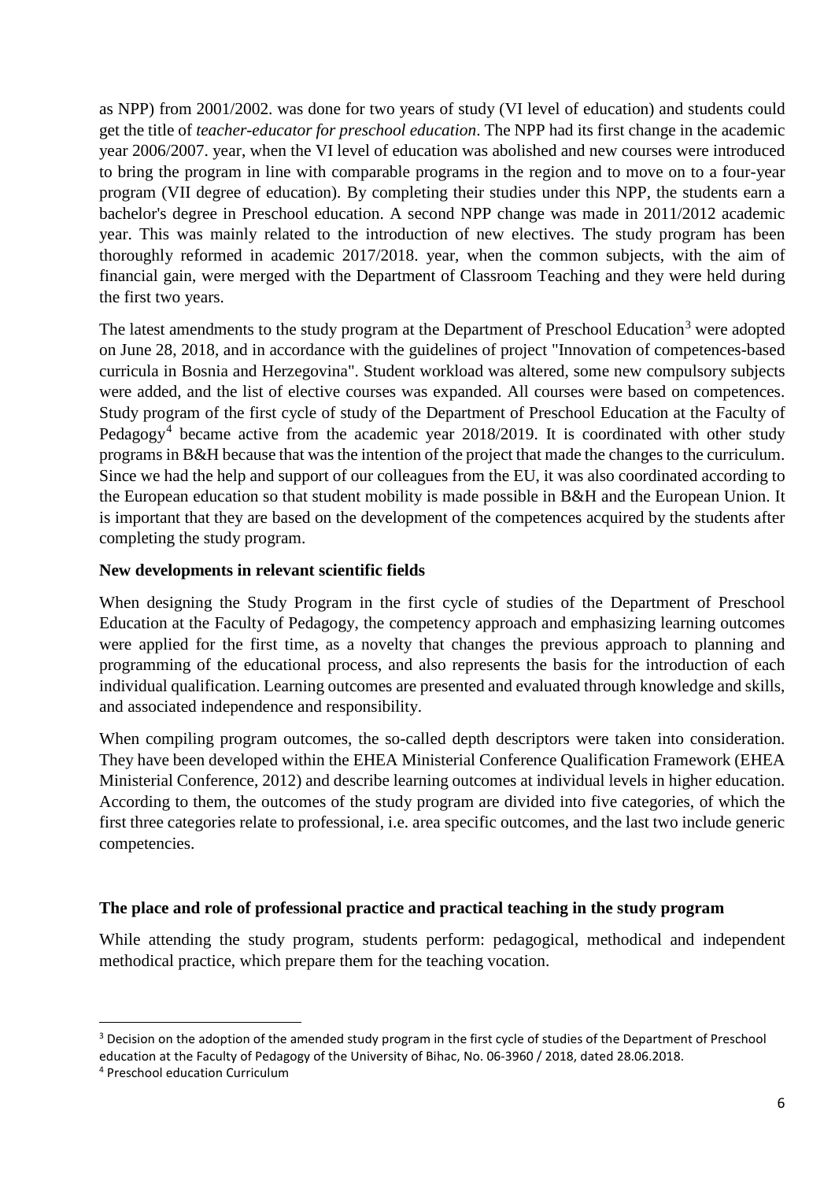as NPP) from 2001/2002. was done for two years of study (VI level of education) and students could get the title of *teacher-educator for preschool education*. The NPP had its first change in the academic year 2006/2007. year, when the VI level of education was abolished and new courses were introduced to bring the program in line with comparable programs in the region and to move on to a four-year program (VII degree of education). By completing their studies under this NPP, the students earn a bachelor's degree in Preschool education. A second NPP change was made in 2011/2012 academic year. This was mainly related to the introduction of new electives. The study program has been thoroughly reformed in academic 2017/2018. year, when the common subjects, with the aim of financial gain, were merged with the Department of Classroom Teaching and they were held during the first two years.

The latest amendments to the study program at the Department of Preschool Education[3] were adopted on June 28, 2018, and in accordance with the guidelines of project "Innovation of competences-based curricula in Bosnia and Herzegovina". Student workload was altered, some new compulsory subjects were added, and the list of elective courses was expanded. All courses were based on competences. Study program of the first cycle of study of the Department of Preschool Education at the Faculty of Pedagogy[4] became active from the academic year 2018/2019. It is coordinated with other study programs in B&H because that was the intention of the project that made the changes to the curriculum. Since we had the help and support of our colleagues from the EU, it was also coordinated according to the European education so that student mobility is made possible in B&H and the European Union. It is important that they are based on the development of the competences acquired by the students after completing the study program.

**New developments in relevant scientific fields**

When designing the Study Program in the first cycle of studies of the Department of Preschool Education at the Faculty of Pedagogy, the competency approach and emphasizing learning outcomes were applied for the first time, as a novelty that changes the previous approach to planning and programming of the educational process, and also represents the basis for the introduction of each individual qualification. Learning outcomes are presented and evaluated through knowledge and skills, and associated independence and responsibility.

When compiling program outcomes, the so-called depth descriptors were taken into consideration. They have been developed within the EHEA Ministerial Conference Qualification Framework (EHEA Ministerial Conference, 2012) and describe learning outcomes at individual levels in higher education. According to them, the outcomes of the study program are divided into five categories, of which the first three categories relate to professional, i.e. area specific outcomes, and the last two include generic competencies.

**The place and role of professional practice and practical teaching in the study program**

While attending the study program, students perform: pedagogical, methodical and independent methodical practice, which prepare them for the teaching vocation.

---

[3] Decision on the adoption of the amended study program in the first cycle of studies of the Department of Preschool education at the Faculty of Pedagogy of the University of Bihac, No. 06-3960 / 2018, dated 28.06.2018.

[4] Preschool education Curriculum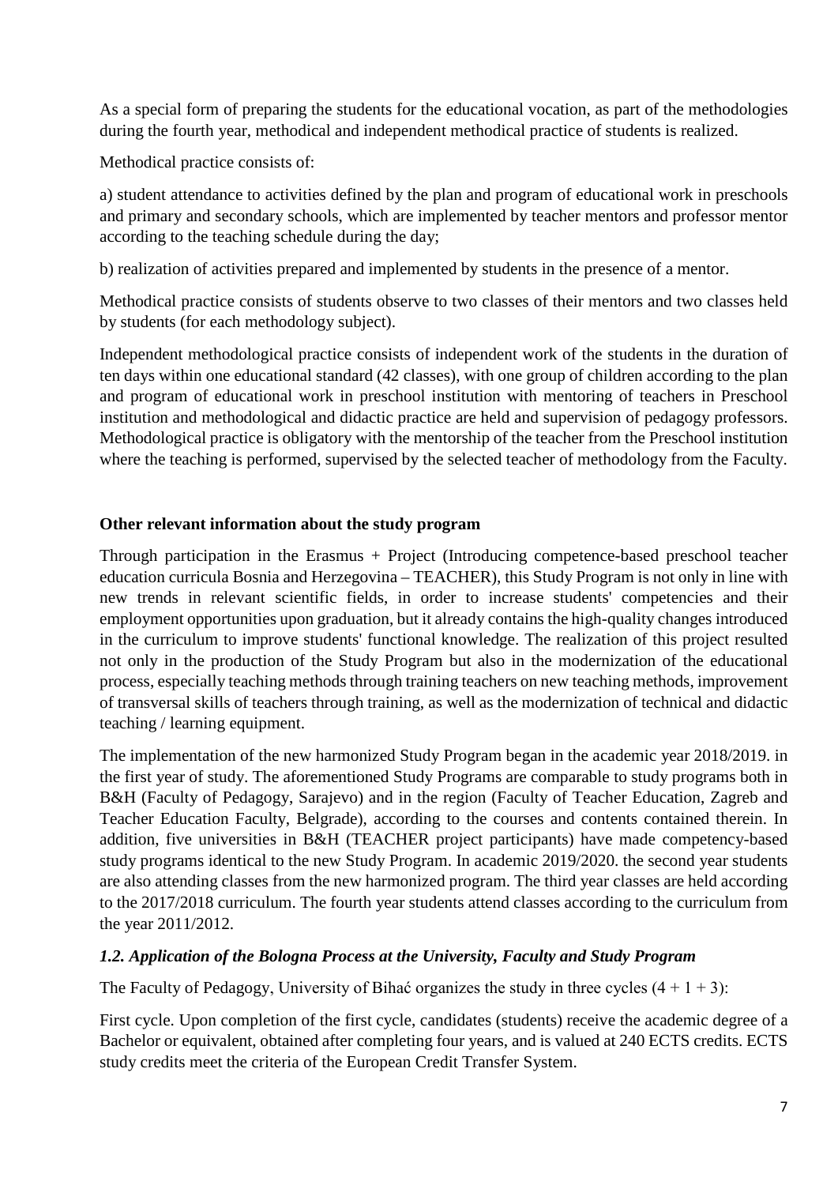As a special form of preparing the students for the educational vocation, as part of the methodologies during the fourth year, methodical and independent methodical practice of students is realized.

Methodical practice consists of:

a) student attendance to activities defined by the plan and program of educational work in preschools and primary and secondary schools, which are implemented by teacher mentors and professor mentor according to the teaching schedule during the day;

b) realization of activities prepared and implemented by students in the presence of a mentor.

Methodical practice consists of students observe to two classes of their mentors and two classes held by students (for each methodology subject).

Independent methodological practice consists of independent work of the students in the duration of ten days within one educational standard (42 classes), with one group of children according to the plan and program of educational work in preschool institution with mentoring of teachers in Preschool institution and methodological and didactic practice are held and supervision of pedagogy professors. Methodological practice is obligatory with the mentorship of the teacher from the Preschool institution where the teaching is performed, supervised by the selected teacher of methodology from the Faculty.

**Other relevant information about the study program**

Through participation in the Erasmus + Project (Introducing competence-based preschool teacher education curricula Bosnia and Herzegovina – TEACHER), this Study Program is not only in line with new trends in relevant scientific fields, in order to increase students' competencies and their employment opportunities upon graduation, but it already contains the high-quality changes introduced in the curriculum to improve students' functional knowledge. The realization of this project resulted not only in the production of the Study Program but also in the modernization of the educational process, especially teaching methods through training teachers on new teaching methods, improvement of transversal skills of teachers through training, as well as the modernization of technical and didactic teaching / learning equipment.

The implementation of the new harmonized Study Program began in the academic year 2018/2019. in the first year of study. The aforementioned Study Programs are comparable to study programs both in B&H (Faculty of Pedagogy, Sarajevo) and in the region (Faculty of Teacher Education, Zagreb and Teacher Education Faculty, Belgrade), according to the courses and contents contained therein. In addition, five universities in B&H (TEACHER project participants) have made competency-based study programs identical to the new Study Program. In academic 2019/2020. the second year students are also attending classes from the new harmonized program. The third year classes are held according to the 2017/2018 curriculum. The fourth year students attend classes according to the curriculum from the year 2011/2012.

### *1.2. Application of the Bologna Process at the University, Faculty and Study Program*

The Faculty of Pedagogy, University of Bihać organizes the study in three cycles (4 + 1 + 3):

First cycle. Upon completion of the first cycle, candidates (students) receive the academic degree of a Bachelor or equivalent, obtained after completing four years, and is valued at 240 ECTS credits. ECTS study credits meet the criteria of the European Credit Transfer System.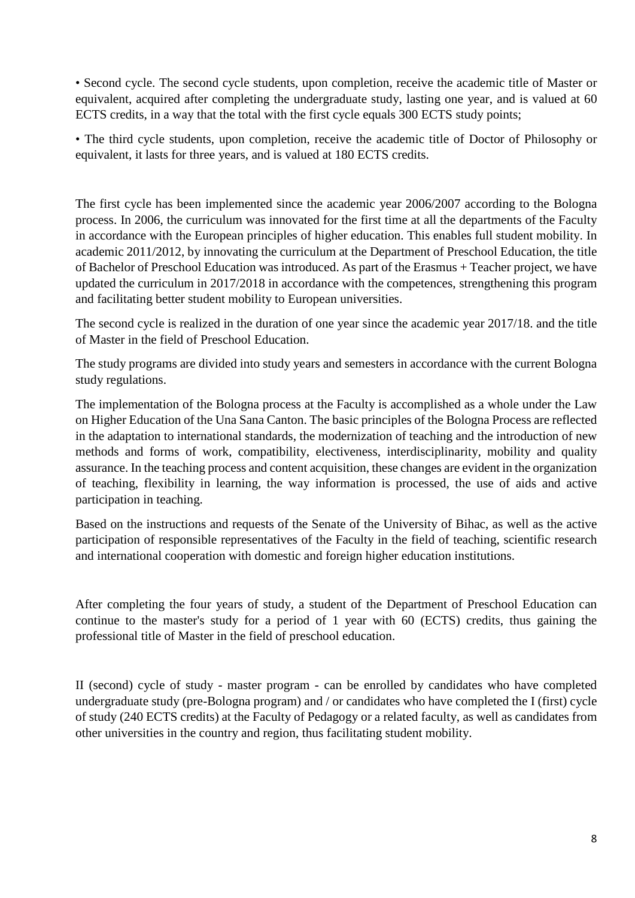- Second cycle. The second cycle students, upon completion, receive the academic title of Master or equivalent, acquired after completing the undergraduate study, lasting one year, and is valued at 60 ECTS credits, in a way that the total with the first cycle equals 300 ECTS study points;
- The third cycle students, upon completion, receive the academic title of Doctor of Philosophy or equivalent, it lasts for three years, and is valued at 180 ECTS credits.

The first cycle has been implemented since the academic year 2006/2007 according to the Bologna process. In 2006, the curriculum was innovated for the first time at all the departments of the Faculty in accordance with the European principles of higher education. This enables full student mobility. In academic 2011/2012, by innovating the curriculum at the Department of Preschool Education, the title of Bachelor of Preschool Education was introduced. As part of the Erasmus + Teacher project, we have updated the curriculum in 2017/2018 in accordance with the competences, strengthening this program and facilitating better student mobility to European universities.

The second cycle is realized in the duration of one year since the academic year 2017/18. and the title of Master in the field of Preschool Education.

The study programs are divided into study years and semesters in accordance with the current Bologna study regulations.

The implementation of the Bologna process at the Faculty is accomplished as a whole under the Law on Higher Education of the Una Sana Canton. The basic principles of the Bologna Process are reflected in the adaptation to international standards, the modernization of teaching and the introduction of new methods and forms of work, compatibility, electiveness, interdisciplinarity, mobility and quality assurance. In the teaching process and content acquisition, these changes are evident in the organization of teaching, flexibility in learning, the way information is processed, the use of aids and active participation in teaching.

Based on the instructions and requests of the Senate of the University of Bihac, as well as the active participation of responsible representatives of the Faculty in the field of teaching, scientific research and international cooperation with domestic and foreign higher education institutions.

After completing the four years of study, a student of the Department of Preschool Education can continue to the master's study for a period of 1 year with 60 (ECTS) credits, thus gaining the professional title of Master in the field of preschool education.

II (second) cycle of study - master program - can be enrolled by candidates who have completed undergraduate study (pre-Bologna program) and / or candidates who have completed the I (first) cycle of study (240 ECTS credits) at the Faculty of Pedagogy or a related faculty, as well as candidates from other universities in the country and region, thus facilitating student mobility.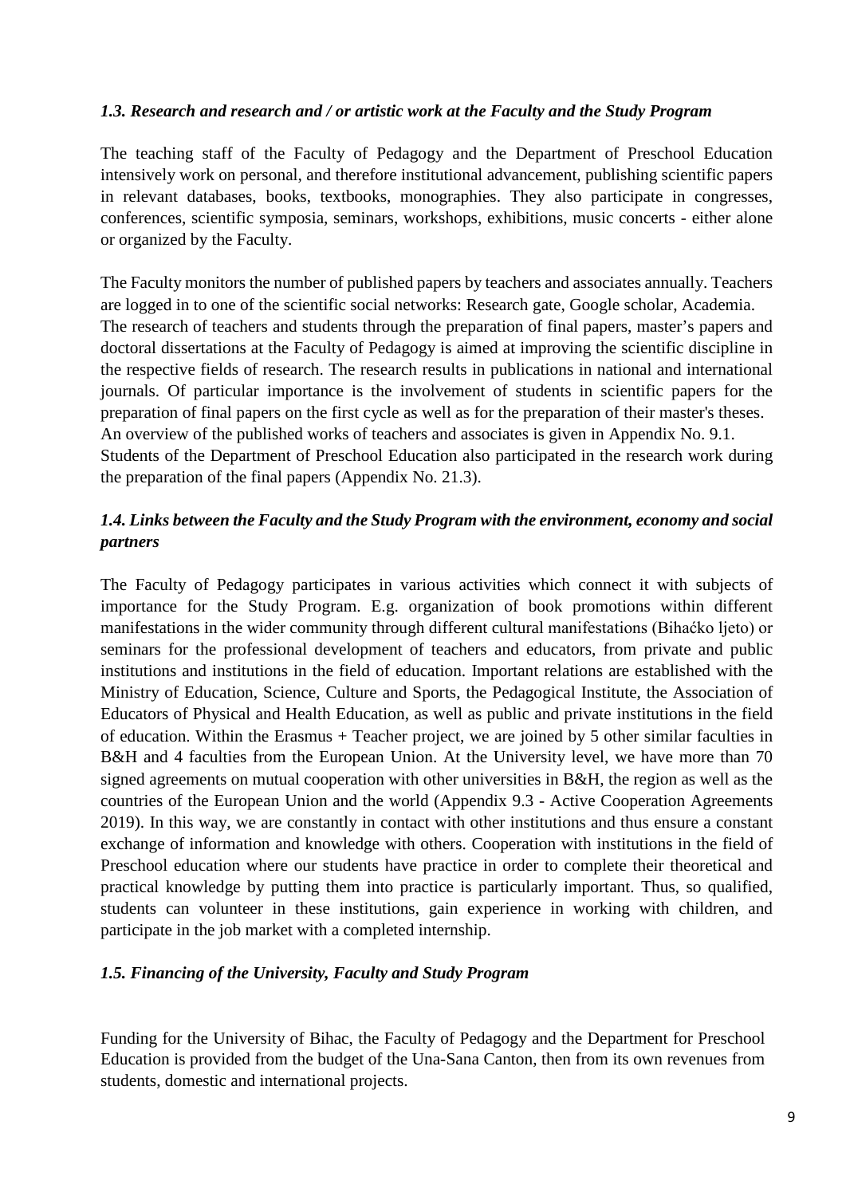### *1.3. Research and research and / or artistic work at the Faculty and the Study Program*

The teaching staff of the Faculty of Pedagogy and the Department of Preschool Education intensively work on personal, and therefore institutional advancement, publishing scientific papers in relevant databases, books, textbooks, monographies. They also participate in congresses, conferences, scientific symposia, seminars, workshops, exhibitions, music concerts - either alone or organized by the Faculty.

The Faculty monitors the number of published papers by teachers and associates annually. Teachers are logged in to one of the scientific social networks: Research gate, Google scholar, Academia. The research of teachers and students through the preparation of final papers, master's papers and doctoral dissertations at the Faculty of Pedagogy is aimed at improving the scientific discipline in the respective fields of research. The research results in publications in national and international journals. Of particular importance is the involvement of students in scientific papers for the preparation of final papers on the first cycle as well as for the preparation of their master's theses. An overview of the published works of teachers and associates is given in Appendix No. 9.1. Students of the Department of Preschool Education also participated in the research work during the preparation of the final papers (Appendix No. 21.3).

### *1.4. Links between the Faculty and the Study Program with the environment, economy and social partners*

The Faculty of Pedagogy participates in various activities which connect it with subjects of importance for the Study Program. E.g. organization of book promotions within different manifestations in the wider community through different cultural manifestations (Bihaćko ljeto) or seminars for the professional development of teachers and educators, from private and public institutions and institutions in the field of education. Important relations are established with the Ministry of Education, Science, Culture and Sports, the Pedagogical Institute, the Association of Educators of Physical and Health Education, as well as public and private institutions in the field of education. Within the Erasmus + Teacher project, we are joined by 5 other similar faculties in B&H and 4 faculties from the European Union. At the University level, we have more than 70 signed agreements on mutual cooperation with other universities in B&H, the region as well as the countries of the European Union and the world (Appendix 9.3 - Active Cooperation Agreements 2019). In this way, we are constantly in contact with other institutions and thus ensure a constant exchange of information and knowledge with others. Cooperation with institutions in the field of Preschool education where our students have practice in order to complete their theoretical and practical knowledge by putting them into practice is particularly important. Thus, so qualified, students can volunteer in these institutions, gain experience in working with children, and participate in the job market with a completed internship.

### *1.5. Financing of the University, Faculty and Study Program*

Funding for the University of Bihac, the Faculty of Pedagogy and the Department for Preschool Education is provided from the budget of the Una-Sana Canton, then from its own revenues from students, domestic and international projects.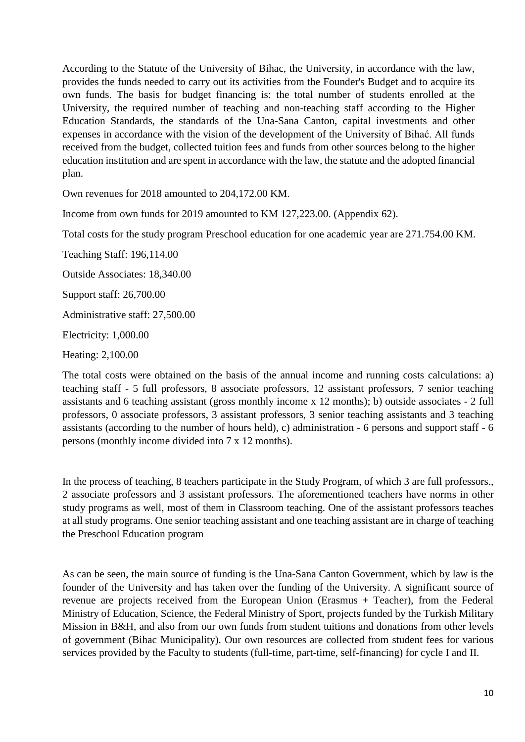According to the Statute of the University of Bihac, the University, in accordance with the law, provides the funds needed to carry out its activities from the Founder's Budget and to acquire its own funds. The basis for budget financing is: the total number of students enrolled at the University, the required number of teaching and non-teaching staff according to the Higher Education Standards, the standards of the Una-Sana Canton, capital investments and other expenses in accordance with the vision of the development of the University of Bihać. All funds received from the budget, collected tuition fees and funds from other sources belong to the higher education institution and are spent in accordance with the law, the statute and the adopted financial plan.

Own revenues for 2018 amounted to 204,172.00 KM.

Income from own funds for 2019 amounted to KM 127,223.00. (Appendix 62).

Total costs for the study program Preschool education for one academic year are 271.754.00 KM.

Teaching Staff: 196,114.00

Outside Associates: 18,340.00

Support staff: 26,700.00

Administrative staff: 27,500.00

Electricity: 1,000.00

Heating: 2,100.00

The total costs were obtained on the basis of the annual income and running costs calculations: a) teaching staff - 5 full professors, 8 associate professors, 12 assistant professors, 7 senior teaching assistants and 6 teaching assistant (gross monthly income x 12 months); b) outside associates - 2 full professors, 0 associate professors, 3 assistant professors, 3 senior teaching assistants and 3 teaching assistants (according to the number of hours held), c) administration - 6 persons and support staff - 6 persons (monthly income divided into 7 x 12 months).

In the process of teaching, 8 teachers participate in the Study Program, of which 3 are full professors., 2 associate professors and 3 assistant professors. The aforementioned teachers have norms in other study programs as well, most of them in Classroom teaching. One of the assistant professors teaches at all study programs. One senior teaching assistant and one teaching assistant are in charge of teaching the Preschool Education program

As can be seen, the main source of funding is the Una-Sana Canton Government, which by law is the founder of the University and has taken over the funding of the University. A significant source of revenue are projects received from the European Union (Erasmus + Teacher), from the Federal Ministry of Education, Science, the Federal Ministry of Sport, projects funded by the Turkish Military Mission in B&H, and also from our own funds from student tuitions and donations from other levels of government (Bihac Municipality). Our own resources are collected from student fees for various services provided by the Faculty to students (full-time, part-time, self-financing) for cycle I and II.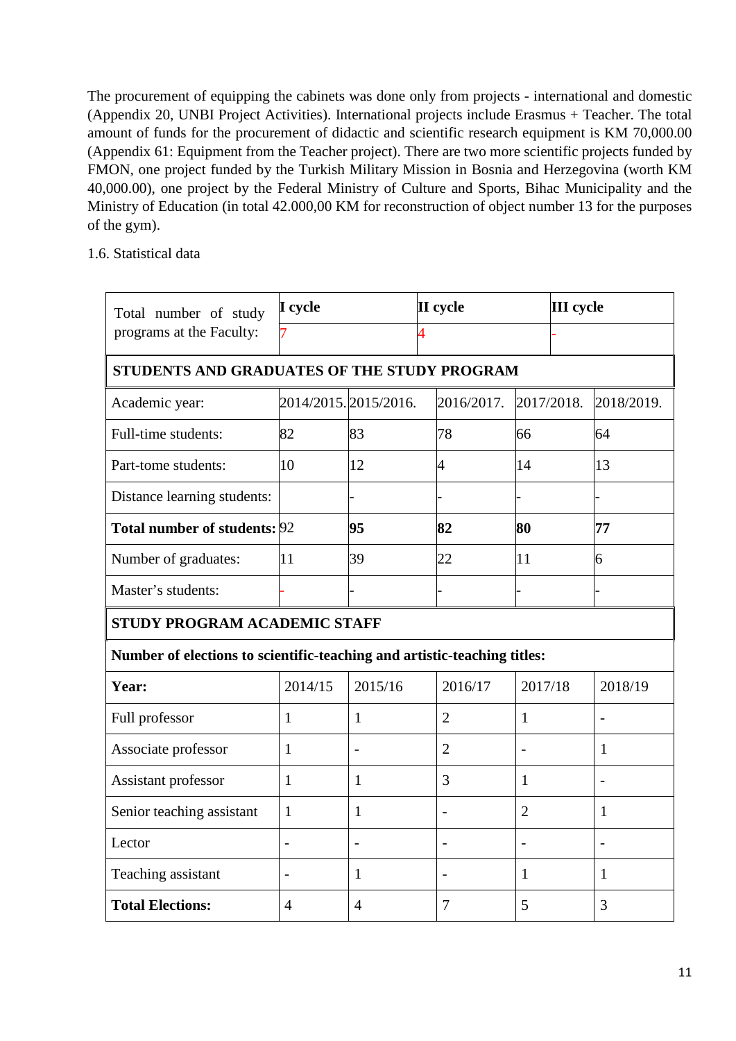The procurement of equipping the cabinets was done only from projects - international and domestic (Appendix 20, UNBI Project Activities). International projects include Erasmus + Teacher. The total amount of funds for the procurement of didactic and scientific research equipment is KM 70,000.00 (Appendix 61: Equipment from the Teacher project). There are two more scientific projects funded by FMON, one project funded by the Turkish Military Mission in Bosnia and Herzegovina (worth KM 40,000.00), one project by the Federal Ministry of Culture and Sports, Bihac Municipality and the Ministry of Education (in total 42.000,00 KM for reconstruction of object number 13 for the purposes of the gym).

1.6. Statistical data

| Total number of study programs at the Faculty: | **I cycle** | | **II cycle** | | **III cycle** |
|---|---|---|---|---|---|
| | 7 | | 4 | | - |
| **STUDENTS AND GRADUATES OF THE STUDY PROGRAM** | | | | | |
| Academic year: | 2014/2015. | 2015/2016. | 2016/2017. | 2017/2018. | 2018/2019. |
| Full-time students: | 82 | 83 | 78 | 66 | 64 |
| Part-tome students: | 10 | 12 | 4 | 14 | 13 |
| Distance learning students: | | - | - | - | - |
| **Total number of students:** | 92 | **95** | **82** | **80** | **77** |
| Number of graduates: | 11 | 39 | 22 | 11 | 6 |
| Master's students: | - | - | - | - | - |
| **STUDY PROGRAM ACADEMIC STAFF** | | | | | |
| **Number of elections to scientific-teaching and artistic-teaching titles:** | | | | | |
| **Year:** | 2014/15 | 2015/16 | 2016/17 | 2017/18 | 2018/19 |
| Full professor | 1 | 1 | 2 | 1 | - |
| Associate professor | 1 | - | 2 | - | 1 |
| Assistant professor | 1 | 1 | 3 | 1 | - |
| Senior teaching assistant | 1 | 1 | - | 2 | 1 |
| Lector | - | - | - | - | - |
| Teaching assistant | - | 1 | - | 1 | 1 |
| **Total Elections:** | 4 | 4 | 7 | 5 | 3 |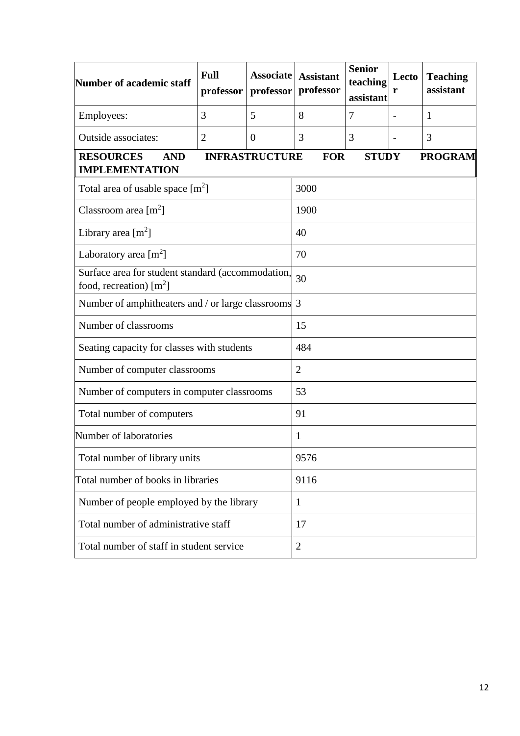| Number of academic staff | Full professor | Associate professor | Assistant professor | Senior teaching assistant | Lecturer | Teaching assistant |
|---|---|---|---|---|---|---|
| Employees: | 3 | 5 | 8 | 7 | - | 1 |
| Outside associates: | 2 | 0 | 3 | 3 | - | 3 |

| **RESOURCES AND INFRASTRUCTURE FOR STUDY PROGRAM IMPLEMENTATION** | |
|---|---|
| Total area of usable space [$m^2$] | 3000 |
| Classroom area [$m^2$] | 1900 |
| Library area [$m^2$] | 40 |
| Laboratory area [$m^2$] | 70 |
| Surface area for student standard (accommodation, food, recreation) [$m^2$] | 30 |
| Number of amphitheaters and / or large classrooms | 3 |
| Number of classrooms | 15 |
| Seating capacity for classes with students | 484 |
| Number of computer classrooms | 2 |
| Number of computers in computer classrooms | 53 |
| Total number of computers | 91 |
| Number of laboratories | 1 |
| Total number of library units | 9576 |
| Total number of books in libraries | 9116 |
| Number of people employed by the library | 1 |
| Total number of administrative staff | 17 |
| Total number of staff in student service | 2 |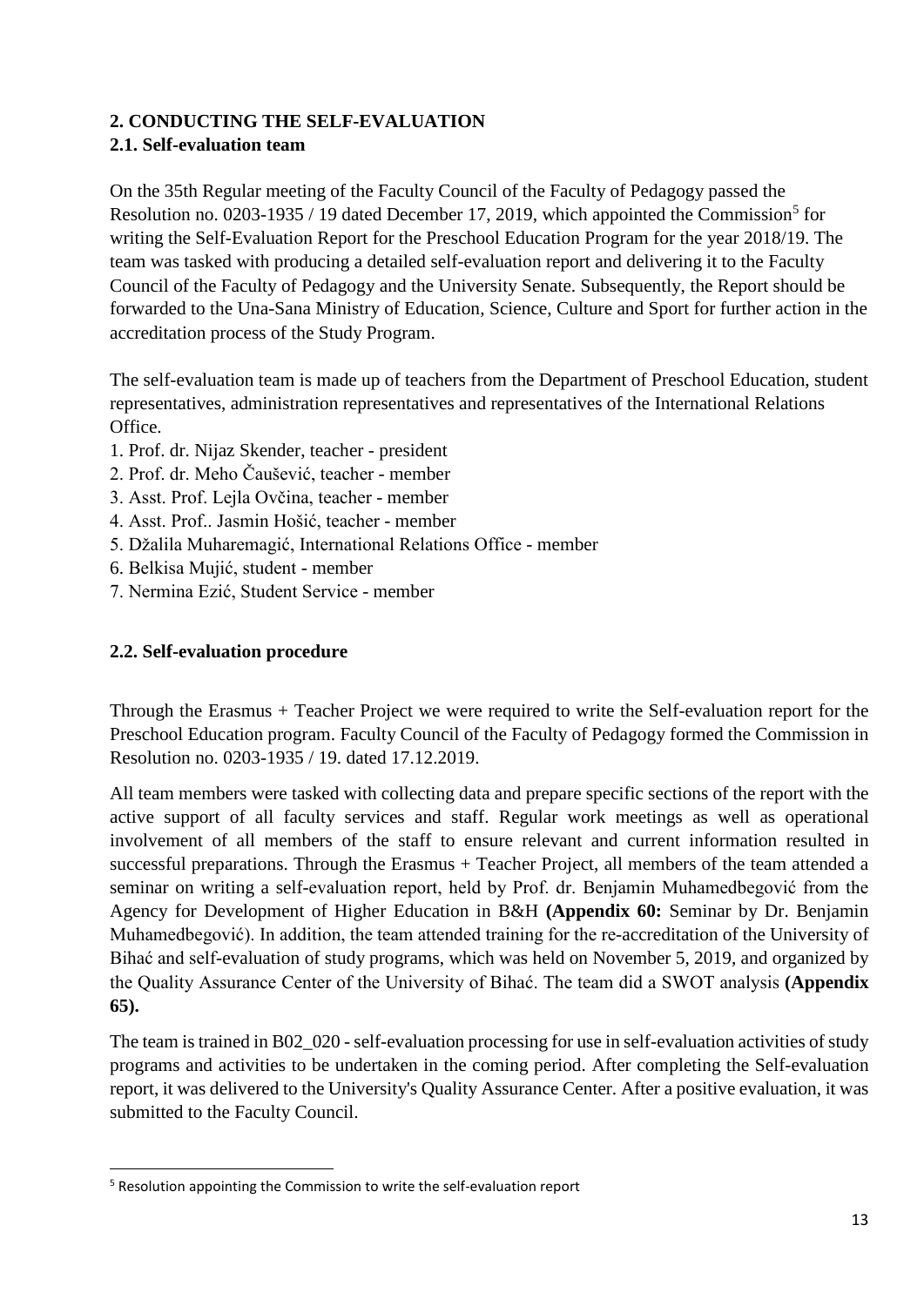## 2. CONDUCTING THE SELF-EVALUATION

### 2.1. Self-evaluation team

On the 35th Regular meeting of the Faculty Council of the Faculty of Pedagogy passed the Resolution no. 0203-1935 / 19 dated December 17, 2019, which appointed the Commission[5] for writing the Self-Evaluation Report for the Preschool Education Program for the year 2018/19. The team was tasked with producing a detailed self-evaluation report and delivering it to the Faculty Council of the Faculty of Pedagogy and the University Senate. Subsequently, the Report should be forwarded to the Una-Sana Ministry of Education, Science, Culture and Sport for further action in the accreditation process of the Study Program.

The self-evaluation team is made up of teachers from the Department of Preschool Education, student representatives, administration representatives and representatives of the International Relations Office.

1. Prof. dr. Nijaz Skender, teacher - president
2. Prof. dr. Meho Čaušević, teacher - member
3. Asst. Prof. Lejla Ovčina, teacher - member
4. Asst. Prof.. Jasmin Hošić, teacher - member
5. Džalila Muharemagić, International Relations Office - member
6. Belkisa Mujić, student - member
7. Nermina Ezić, Student Service - member

### 2.2. Self-evaluation procedure

Through the Erasmus + Teacher Project we were required to write the Self-evaluation report for the Preschool Education program. Faculty Council of the Faculty of Pedagogy formed the Commission in Resolution no. 0203-1935 / 19. dated 17.12.2019.

All team members were tasked with collecting data and prepare specific sections of the report with the active support of all faculty services and staff. Regular work meetings as well as operational involvement of all members of the staff to ensure relevant and current information resulted in successful preparations. Through the Erasmus + Teacher Project, all members of the team attended a seminar on writing a self-evaluation report, held by Prof. dr. Benjamin Muhamedbegović from the Agency for Development of Higher Education in B&H **(Appendix 60:** Seminar by Dr. Benjamin Muhamedbegović). In addition, the team attended training for the re-accreditation of the University of Bihać and self-evaluation of study programs, which was held on November 5, 2019, and organized by the Quality Assurance Center of the University of Bihać. The team did a SWOT analysis **(Appendix 65).**

The team is trained in B02_020 - self-evaluation processing for use in self-evaluation activities of study programs and activities to be undertaken in the coming period. After completing the Self-evaluation report, it was delivered to the University's Quality Assurance Center. After a positive evaluation, it was submitted to the Faculty Council.

---

[5] Resolution appointing the Commission to write the self-evaluation report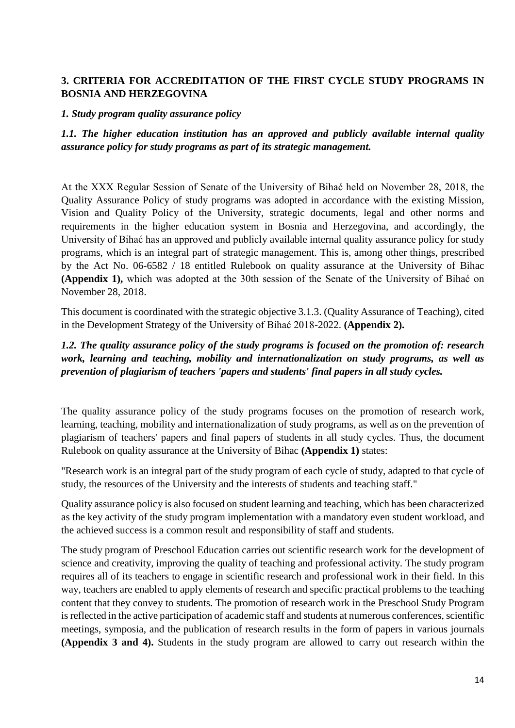## 3. CRITERIA FOR ACCREDITATION OF THE FIRST CYCLE STUDY PROGRAMS IN BOSNIA AND HERZEGOVINA

### *1. Study program quality assurance policy*

#### *1.1. The higher education institution has an approved and publicly available internal quality assurance policy for study programs as part of its strategic management.*

At the XXX Regular Session of Senate of the University of Bihać held on November 28, 2018, the Quality Assurance Policy of study programs was adopted in accordance with the existing Mission, Vision and Quality Policy of the University, strategic documents, legal and other norms and requirements in the higher education system in Bosnia and Herzegovina, and accordingly, the University of Bihać has an approved and publicly available internal quality assurance policy for study programs, which is an integral part of strategic management. This is, among other things, prescribed by the Act No. 06-6582 / 18 entitled Rulebook on quality assurance at the University of Bihac **(Appendix 1),** which was adopted at the 30th session of the Senate of the University of Bihać on November 28, 2018.

This document is coordinated with the strategic objective 3.1.3. (Quality Assurance of Teaching), cited in the Development Strategy of the University of Bihać 2018-2022. **(Appendix 2).**

#### *1.2. The quality assurance policy of the study programs is focused on the promotion of: research work, learning and teaching, mobility and internationalization on study programs, as well as prevention of plagiarism of teachers 'papers and students' final papers in all study cycles.*

The quality assurance policy of the study programs focuses on the promotion of research work, learning, teaching, mobility and internationalization of study programs, as well as on the prevention of plagiarism of teachers' papers and final papers of students in all study cycles. Thus, the document Rulebook on quality assurance at the University of Bihac **(Appendix 1)** states:

"Research work is an integral part of the study program of each cycle of study, adapted to that cycle of study, the resources of the University and the interests of students and teaching staff."

Quality assurance policy is also focused on student learning and teaching, which has been characterized as the key activity of the study program implementation with a mandatory even student workload, and the achieved success is a common result and responsibility of staff and students.

The study program of Preschool Education carries out scientific research work for the development of science and creativity, improving the quality of teaching and professional activity. The study program requires all of its teachers to engage in scientific research and professional work in their field. In this way, teachers are enabled to apply elements of research and specific practical problems to the teaching content that they convey to students. The promotion of research work in the Preschool Study Program is reflected in the active participation of academic staff and students at numerous conferences, scientific meetings, symposia, and the publication of research results in the form of papers in various journals **(Appendix 3 and 4).** Students in the study program are allowed to carry out research within the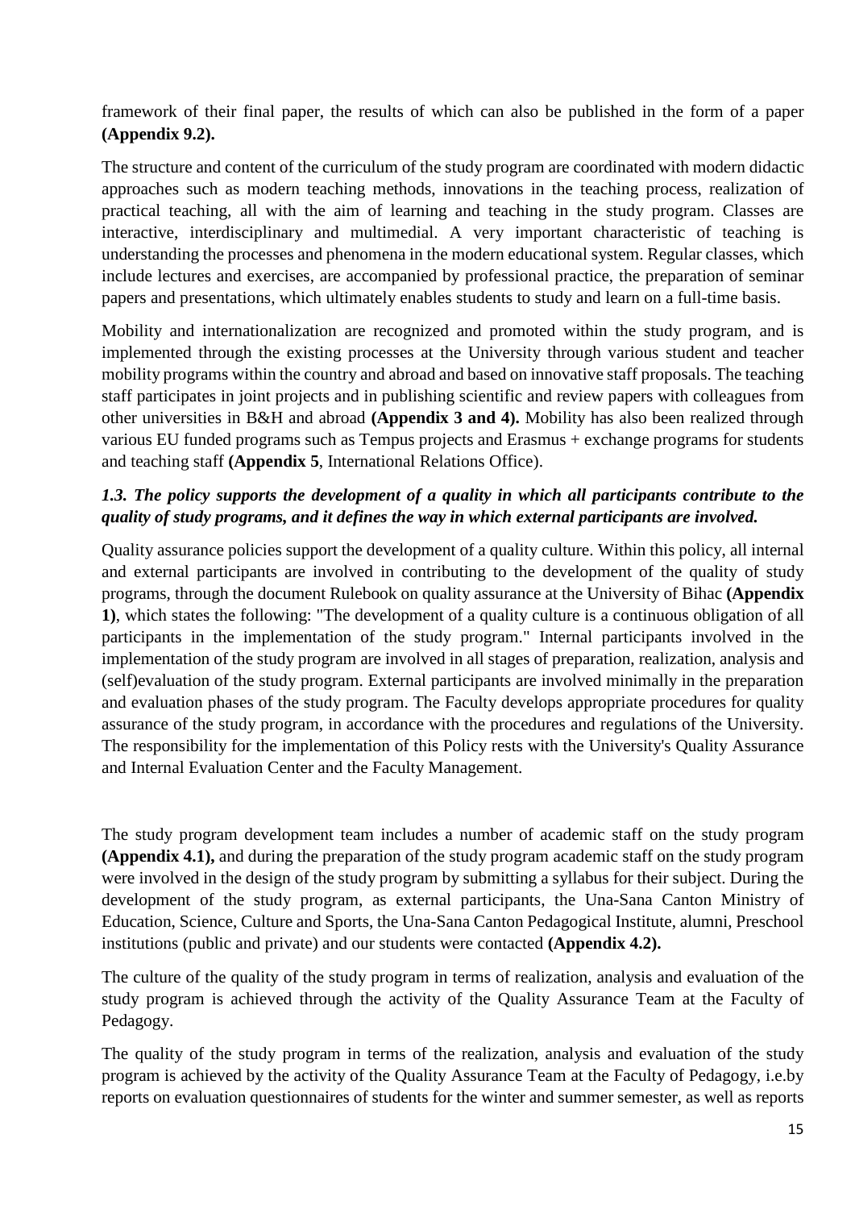framework of their final paper, the results of which can also be published in the form of a paper **(Appendix 9.2).**

The structure and content of the curriculum of the study program are coordinated with modern didactic approaches such as modern teaching methods, innovations in the teaching process, realization of practical teaching, all with the aim of learning and teaching in the study program. Classes are interactive, interdisciplinary and multimedial. A very important characteristic of teaching is understanding the processes and phenomena in the modern educational system. Regular classes, which include lectures and exercises, are accompanied by professional practice, the preparation of seminar papers and presentations, which ultimately enables students to study and learn on a full-time basis.

Mobility and internationalization are recognized and promoted within the study program, and is implemented through the existing processes at the University through various student and teacher mobility programs within the country and abroad and based on innovative staff proposals. The teaching staff participates in joint projects and in publishing scientific and review papers with colleagues from other universities in B&H and abroad **(Appendix 3 and 4).** Mobility has also been realized through various EU funded programs such as Tempus projects and Erasmus + exchange programs for students and teaching staff **(Appendix 5**, International Relations Office).

### *1.3. The policy supports the development of a quality in which all participants contribute to the quality of study programs, and it defines the way in which external participants are involved.*

Quality assurance policies support the development of a quality culture. Within this policy, all internal and external participants are involved in contributing to the development of the quality of study programs, through the document Rulebook on quality assurance at the University of Bihac **(Appendix 1)**, which states the following: "The development of a quality culture is a continuous obligation of all participants in the implementation of the study program." Internal participants involved in the implementation of the study program are involved in all stages of preparation, realization, analysis and (self)evaluation of the study program. External participants are involved minimally in the preparation and evaluation phases of the study program. The Faculty develops appropriate procedures for quality assurance of the study program, in accordance with the procedures and regulations of the University. The responsibility for the implementation of this Policy rests with the University's Quality Assurance and Internal Evaluation Center and the Faculty Management.

The study program development team includes a number of academic staff on the study program **(Appendix 4.1),** and during the preparation of the study program academic staff on the study program were involved in the design of the study program by submitting a syllabus for their subject. During the development of the study program, as external participants, the Una-Sana Canton Ministry of Education, Science, Culture and Sports, the Una-Sana Canton Pedagogical Institute, alumni, Preschool institutions (public and private) and our students were contacted **(Appendix 4.2).**

The culture of the quality of the study program in terms of realization, analysis and evaluation of the study program is achieved through the activity of the Quality Assurance Team at the Faculty of Pedagogy.

The quality of the study program in terms of the realization, analysis and evaluation of the study program is achieved by the activity of the Quality Assurance Team at the Faculty of Pedagogy, i.e.by reports on evaluation questionnaires of students for the winter and summer semester, as well as reports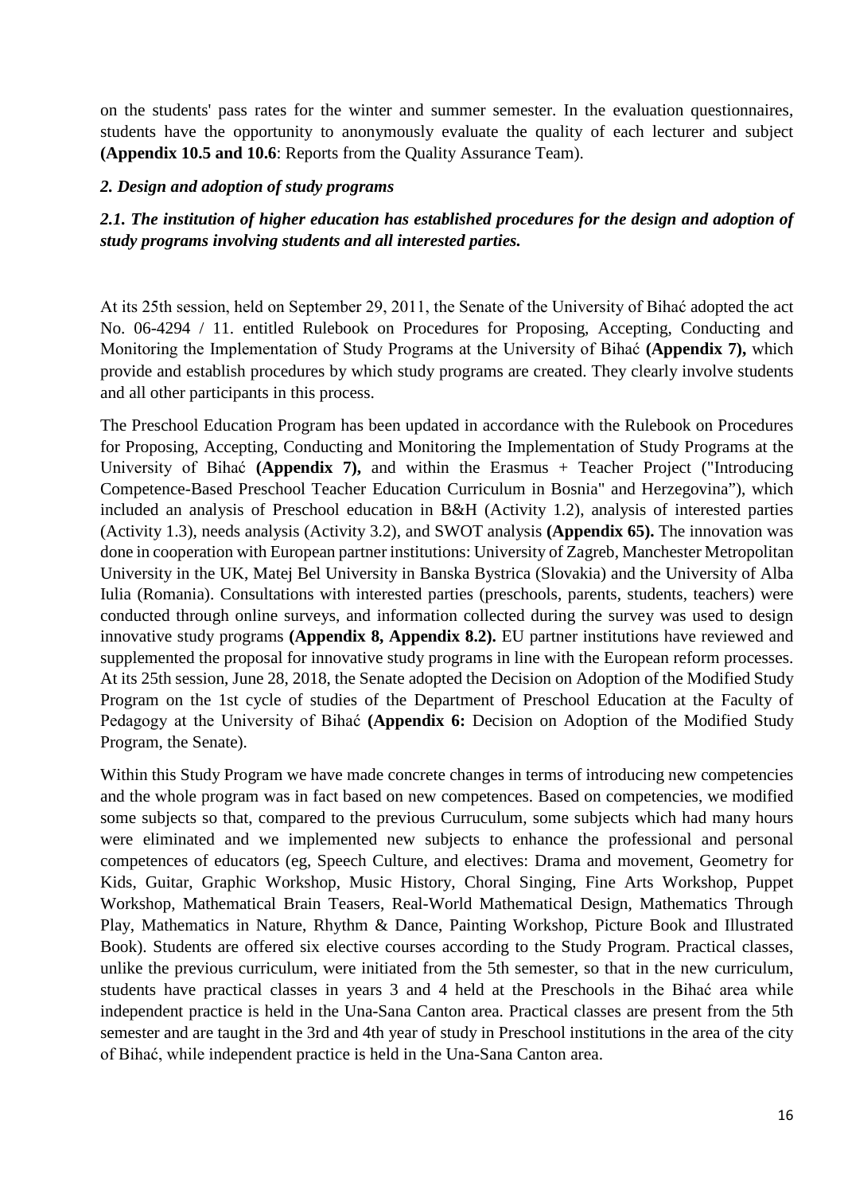on the students' pass rates for the winter and summer semester. In the evaluation questionnaires, students have the opportunity to anonymously evaluate the quality of each lecturer and subject **(Appendix 10.5 and 10.6**: Reports from the Quality Assurance Team).

### *2. Design and adoption of study programs*

#### *2.1. The institution of higher education has established procedures for the design and adoption of study programs involving students and all interested parties.*

At its 25th session, held on September 29, 2011, the Senate of the University of Bihać adopted the act No. 06-4294 / 11. entitled Rulebook on Procedures for Proposing, Accepting, Conducting and Monitoring the Implementation of Study Programs at the University of Bihać **(Appendix 7),** which provide and establish procedures by which study programs are created. They clearly involve students and all other participants in this process.

The Preschool Education Program has been updated in accordance with the Rulebook on Procedures for Proposing, Accepting, Conducting and Monitoring the Implementation of Study Programs at the University of Bihać **(Appendix 7),** and within the Erasmus + Teacher Project ("Introducing Competence-Based Preschool Teacher Education Curriculum in Bosnia" and Herzegovina"), which included an analysis of Preschool education in B&H (Activity 1.2), analysis of interested parties (Activity 1.3), needs analysis (Activity 3.2), and SWOT analysis **(Appendix 65).** The innovation was done in cooperation with European partner institutions: University of Zagreb, Manchester Metropolitan University in the UK, Matej Bel University in Banska Bystrica (Slovakia) and the University of Alba Iulia (Romania). Consultations with interested parties (preschools, parents, students, teachers) were conducted through online surveys, and information collected during the survey was used to design innovative study programs **(Appendix 8, Appendix 8.2).** EU partner institutions have reviewed and supplemented the proposal for innovative study programs in line with the European reform processes. At its 25th session, June 28, 2018, the Senate adopted the Decision on Adoption of the Modified Study Program on the 1st cycle of studies of the Department of Preschool Education at the Faculty of Pedagogy at the University of Bihać **(Appendix 6:** Decision on Adoption of the Modified Study Program, the Senate).

Within this Study Program we have made concrete changes in terms of introducing new competencies and the whole program was in fact based on new competences. Based on competencies, we modified some subjects so that, compared to the previous Curruculum, some subjects which had many hours were eliminated and we implemented new subjects to enhance the professional and personal competences of educators (eg, Speech Culture, and electives: Drama and movement, Geometry for Kids, Guitar, Graphic Workshop, Music History, Choral Singing, Fine Arts Workshop, Puppet Workshop, Mathematical Brain Teasers, Real-World Mathematical Design, Mathematics Through Play, Mathematics in Nature, Rhythm & Dance, Painting Workshop, Picture Book and Illustrated Book). Students are offered six elective courses according to the Study Program. Practical classes, unlike the previous curriculum, were initiated from the 5th semester, so that in the new curriculum, students have practical classes in years 3 and 4 held at the Preschools in the Bihać area while independent practice is held in the Una-Sana Canton area. Practical classes are present from the 5th semester and are taught in the 3rd and 4th year of study in Preschool institutions in the area of the city of Bihać, while independent practice is held in the Una-Sana Canton area.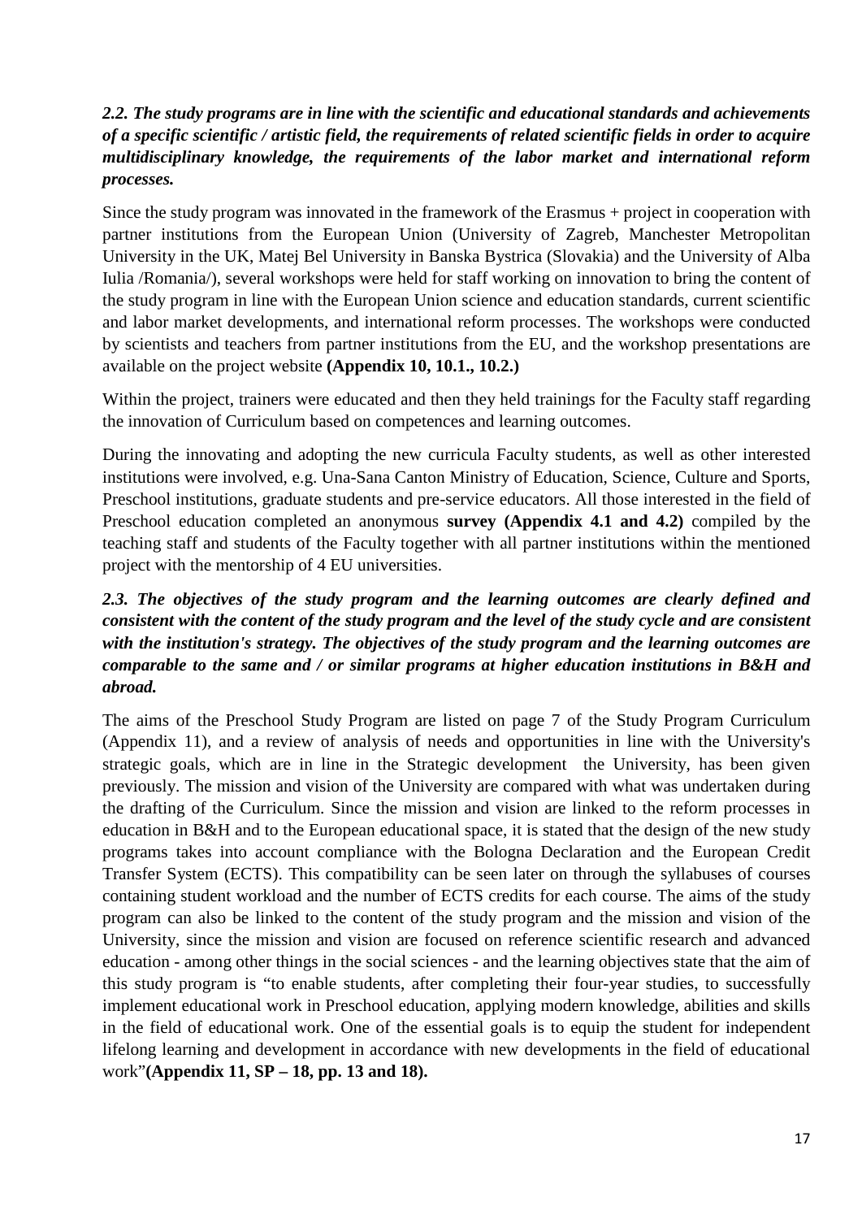***2.2. The study programs are in line with the scientific and educational standards and achievements of a specific scientific / artistic field, the requirements of related scientific fields in order to acquire multidisciplinary knowledge, the requirements of the labor market and international reform processes.***

Since the study program was innovated in the framework of the Erasmus + project in cooperation with partner institutions from the European Union (University of Zagreb, Manchester Metropolitan University in the UK, Matej Bel University in Banska Bystrica (Slovakia) and the University of Alba Iulia /Romania/), several workshops were held for staff working on innovation to bring the content of the study program in line with the European Union science and education standards, current scientific and labor market developments, and international reform processes. The workshops were conducted by scientists and teachers from partner institutions from the EU, and the workshop presentations are available on the project website **(Appendix 10, 10.1., 10.2.)**

Within the project, trainers were educated and then they held trainings for the Faculty staff regarding the innovation of Curriculum based on competences and learning outcomes.

During the innovating and adopting the new curricula Faculty students, as well as other interested institutions were involved, e.g. Una-Sana Canton Ministry of Education, Science, Culture and Sports, Preschool institutions, graduate students and pre-service educators. All those interested in the field of Preschool education completed an anonymous **survey (Appendix 4.1 and 4.2)** compiled by the teaching staff and students of the Faculty together with all partner institutions within the mentioned project with the mentorship of 4 EU universities.

***2.3. The objectives of the study program and the learning outcomes are clearly defined and consistent with the content of the study program and the level of the study cycle and are consistent with the institution's strategy. The objectives of the study program and the learning outcomes are comparable to the same and / or similar programs at higher education institutions in B&H and abroad.***

The aims of the Preschool Study Program are listed on page 7 of the Study Program Curriculum (Appendix 11), and a review of analysis of needs and opportunities in line with the University's strategic goals, which are in line in the Strategic development the University, has been given previously. The mission and vision of the University are compared with what was undertaken during the drafting of the Curriculum. Since the mission and vision are linked to the reform processes in education in B&H and to the European educational space, it is stated that the design of the new study programs takes into account compliance with the Bologna Declaration and the European Credit Transfer System (ECTS). This compatibility can be seen later on through the syllabuses of courses containing student workload and the number of ECTS credits for each course. The aims of the study program can also be linked to the content of the study program and the mission and vision of the University, since the mission and vision are focused on reference scientific research and advanced education - among other things in the social sciences - and the learning objectives state that the aim of this study program is "to enable students, after completing their four-year studies, to successfully implement educational work in Preschool education, applying modern knowledge, abilities and skills in the field of educational work. One of the essential goals is to equip the student for independent lifelong learning and development in accordance with new developments in the field of educational work"**(Appendix 11, SP – 18, pp. 13 and 18).**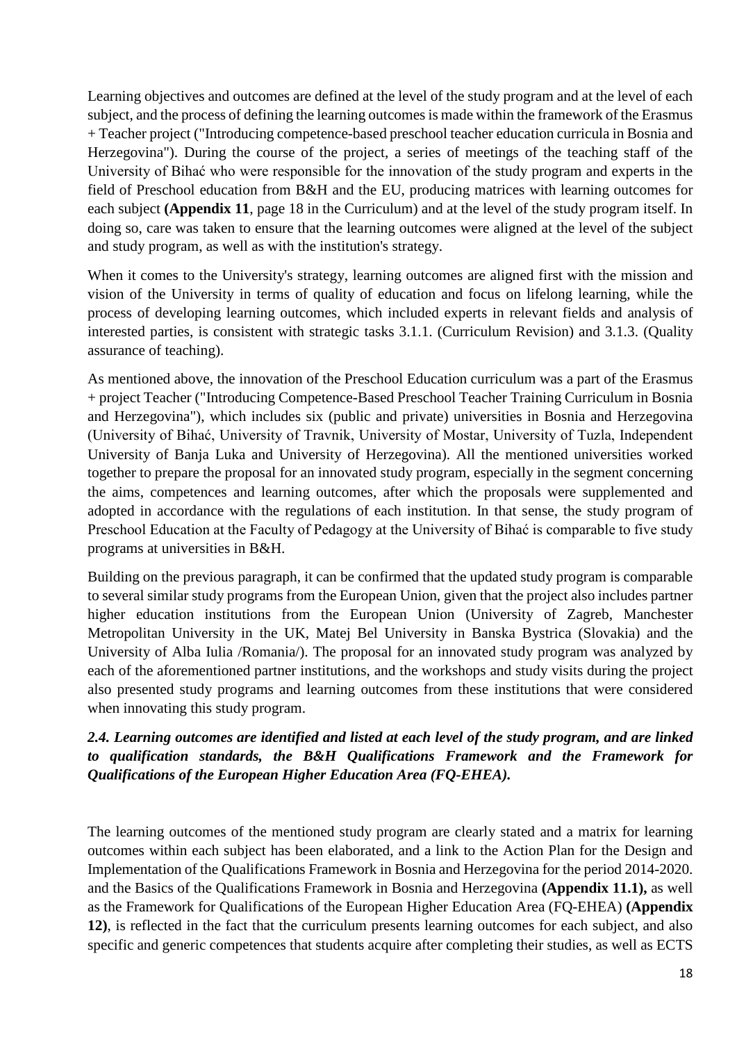Learning objectives and outcomes are defined at the level of the study program and at the level of each subject, and the process of defining the learning outcomes is made within the framework of the Erasmus + Teacher project ("Introducing competence-based preschool teacher education curricula in Bosnia and Herzegovina"). During the course of the project, a series of meetings of the teaching staff of the University of Bihać who were responsible for the innovation of the study program and experts in the field of Preschool education from B&H and the EU, producing matrices with learning outcomes for each subject **(Appendix 11**, page 18 in the Curriculum) and at the level of the study program itself. In doing so, care was taken to ensure that the learning outcomes were aligned at the level of the subject and study program, as well as with the institution's strategy.

When it comes to the University's strategy, learning outcomes are aligned first with the mission and vision of the University in terms of quality of education and focus on lifelong learning, while the process of developing learning outcomes, which included experts in relevant fields and analysis of interested parties, is consistent with strategic tasks 3.1.1. (Curriculum Revision) and 3.1.3. (Quality assurance of teaching).

As mentioned above, the innovation of the Preschool Education curriculum was a part of the Erasmus + project Teacher ("Introducing Competence-Based Preschool Teacher Training Curriculum in Bosnia and Herzegovina"), which includes six (public and private) universities in Bosnia and Herzegovina (University of Bihać, University of Travnik, University of Mostar, University of Tuzla, Independent University of Banja Luka and University of Herzegovina). All the mentioned universities worked together to prepare the proposal for an innovated study program, especially in the segment concerning the aims, competences and learning outcomes, after which the proposals were supplemented and adopted in accordance with the regulations of each institution. In that sense, the study program of Preschool Education at the Faculty of Pedagogy at the University of Bihać is comparable to five study programs at universities in B&H.

Building on the previous paragraph, it can be confirmed that the updated study program is comparable to several similar study programs from the European Union, given that the project also includes partner higher education institutions from the European Union (University of Zagreb, Manchester Metropolitan University in the UK, Matej Bel University in Banska Bystrica (Slovakia) and the University of Alba Iulia /Romania/). The proposal for an innovated study program was analyzed by each of the aforementioned partner institutions, and the workshops and study visits during the project also presented study programs and learning outcomes from these institutions that were considered when innovating this study program.

***2.4. Learning outcomes are identified and listed at each level of the study program, and are linked to qualification standards, the B&H Qualifications Framework and the Framework for Qualifications of the European Higher Education Area (FQ-EHEA).***

The learning outcomes of the mentioned study program are clearly stated and a matrix for learning outcomes within each subject has been elaborated, and a link to the Action Plan for the Design and Implementation of the Qualifications Framework in Bosnia and Herzegovina for the period 2014-2020. and the Basics of the Qualifications Framework in Bosnia and Herzegovina **(Appendix 11.1),** as well as the Framework for Qualifications of the European Higher Education Area (FQ-EHEA) **(Appendix 12)**, is reflected in the fact that the curriculum presents learning outcomes for each subject, and also specific and generic competences that students acquire after completing their studies, as well as ECTS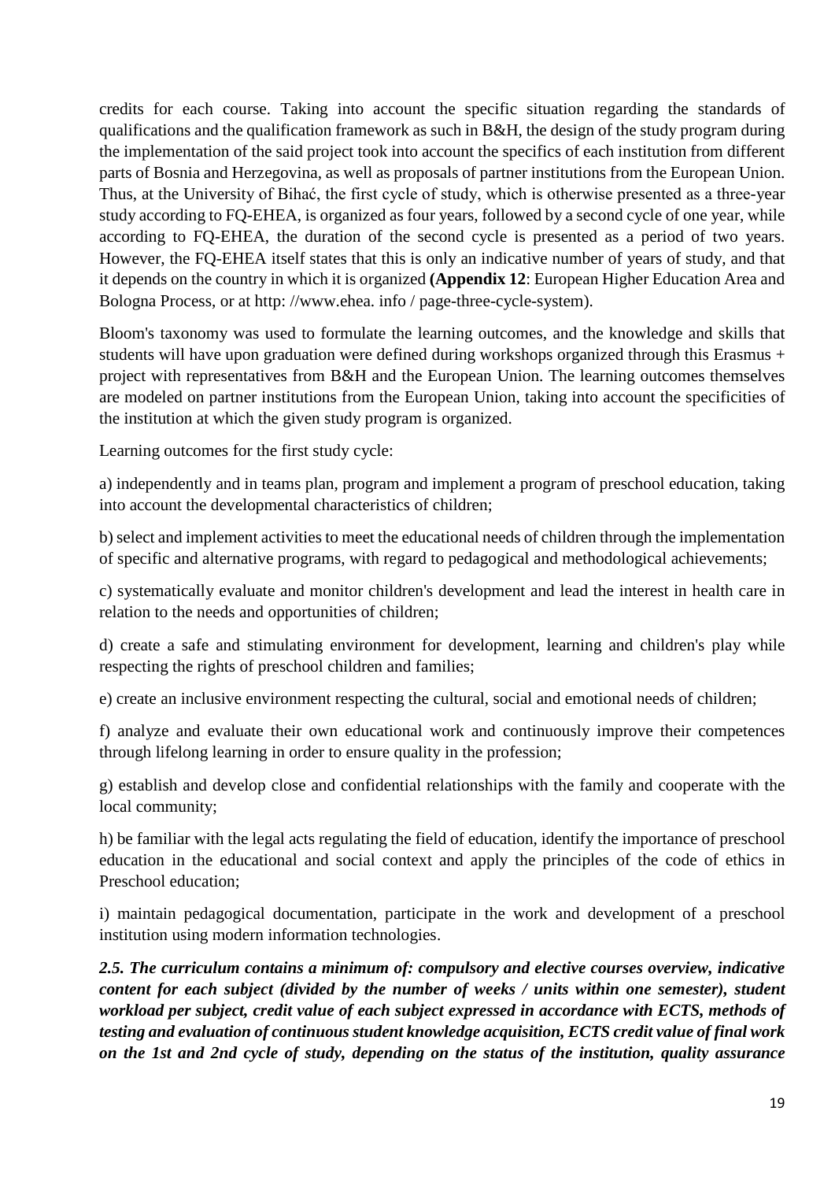credits for each course. Taking into account the specific situation regarding the standards of qualifications and the qualification framework as such in B&H, the design of the study program during the implementation of the said project took into account the specifics of each institution from different parts of Bosnia and Herzegovina, as well as proposals of partner institutions from the European Union. Thus, at the University of Bihać, the first cycle of study, which is otherwise presented as a three-year study according to FQ-EHEA, is organized as four years, followed by a second cycle of one year, while according to FQ-EHEA, the duration of the second cycle is presented as a period of two years. However, the FQ-EHEA itself states that this is only an indicative number of years of study, and that it depends on the country in which it is organized **(Appendix 12**: European Higher Education Area and Bologna Process, or at http: //www.ehea. info / page-three-cycle-system).

Bloom's taxonomy was used to formulate the learning outcomes, and the knowledge and skills that students will have upon graduation were defined during workshops organized through this Erasmus + project with representatives from B&H and the European Union. The learning outcomes themselves are modeled on partner institutions from the European Union, taking into account the specificities of the institution at which the given study program is organized.

Learning outcomes for the first study cycle:

a) independently and in teams plan, program and implement a program of preschool education, taking into account the developmental characteristics of children;

b) select and implement activities to meet the educational needs of children through the implementation of specific and alternative programs, with regard to pedagogical and methodological achievements;

c) systematically evaluate and monitor children's development and lead the interest in health care in relation to the needs and opportunities of children;

d) create a safe and stimulating environment for development, learning and children's play while respecting the rights of preschool children and families;

e) create an inclusive environment respecting the cultural, social and emotional needs of children;

f) analyze and evaluate their own educational work and continuously improve their competences through lifelong learning in order to ensure quality in the profession;

g) establish and develop close and confidential relationships with the family and cooperate with the local community;

h) be familiar with the legal acts regulating the field of education, identify the importance of preschool education in the educational and social context and apply the principles of the code of ethics in Preschool education;

i) maintain pedagogical documentation, participate in the work and development of a preschool institution using modern information technologies.

***2.5. The curriculum contains a minimum of: compulsory and elective courses overview, indicative content for each subject (divided by the number of weeks / units within one semester), student workload per subject, credit value of each subject expressed in accordance with ECTS, methods of testing and evaluation of continuous student knowledge acquisition, ECTS credit value of final work on the 1st and 2nd cycle of study, depending on the status of the institution, quality assurance***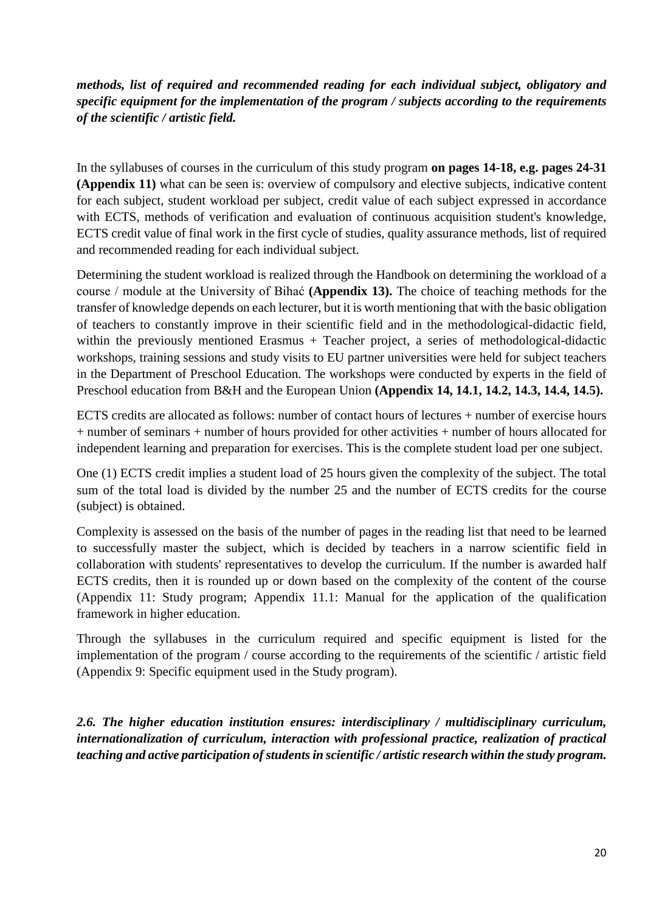***methods, list of required and recommended reading for each individual subject, obligatory and specific equipment for the implementation of the program / subjects according to the requirements of the scientific / artistic field.***

In the syllabuses of courses in the curriculum of this study program **on pages 14-18, e.g. pages 24-31 (Appendix 11)** what can be seen is: overview of compulsory and elective subjects, indicative content for each subject, student workload per subject, credit value of each subject expressed in accordance with ECTS, methods of verification and evaluation of continuous acquisition student's knowledge, ECTS credit value of final work in the first cycle of studies, quality assurance methods, list of required and recommended reading for each individual subject.

Determining the student workload is realized through the Handbook on determining the workload of a course / module at the University of Bihać **(Appendix 13).** The choice of teaching methods for the transfer of knowledge depends on each lecturer, but it is worth mentioning that with the basic obligation of teachers to constantly improve in their scientific field and in the methodological-didactic field, within the previously mentioned Erasmus + Teacher project, a series of methodological-didactic workshops, training sessions and study visits to EU partner universities were held for subject teachers in the Department of Preschool Education. The workshops were conducted by experts in the field of Preschool education from B&H and the European Union **(Appendix 14, 14.1, 14.2, 14.3, 14.4, 14.5).**

ECTS credits are allocated as follows: number of contact hours of lectures + number of exercise hours + number of seminars + number of hours provided for other activities + number of hours allocated for independent learning and preparation for exercises. This is the complete student load per one subject.

One (1) ECTS credit implies a student load of 25 hours given the complexity of the subject. The total sum of the total load is divided by the number 25 and the number of ECTS credits for the course (subject) is obtained.

Complexity is assessed on the basis of the number of pages in the reading list that need to be learned to successfully master the subject, which is decided by teachers in a narrow scientific field in collaboration with students' representatives to develop the curriculum. If the number is awarded half ECTS credits, then it is rounded up or down based on the complexity of the content of the course (Appendix 11: Study program; Appendix 11.1: Manual for the application of the qualification framework in higher education.

Through the syllabuses in the curriculum required and specific equipment is listed for the implementation of the program / course according to the requirements of the scientific / artistic field (Appendix 9: Specific equipment used in the Study program).

***2.6. The higher education institution ensures: interdisciplinary / multidisciplinary curriculum, internationalization of curriculum, interaction with professional practice, realization of practical teaching and active participation of students in scientific / artistic research within the study program.***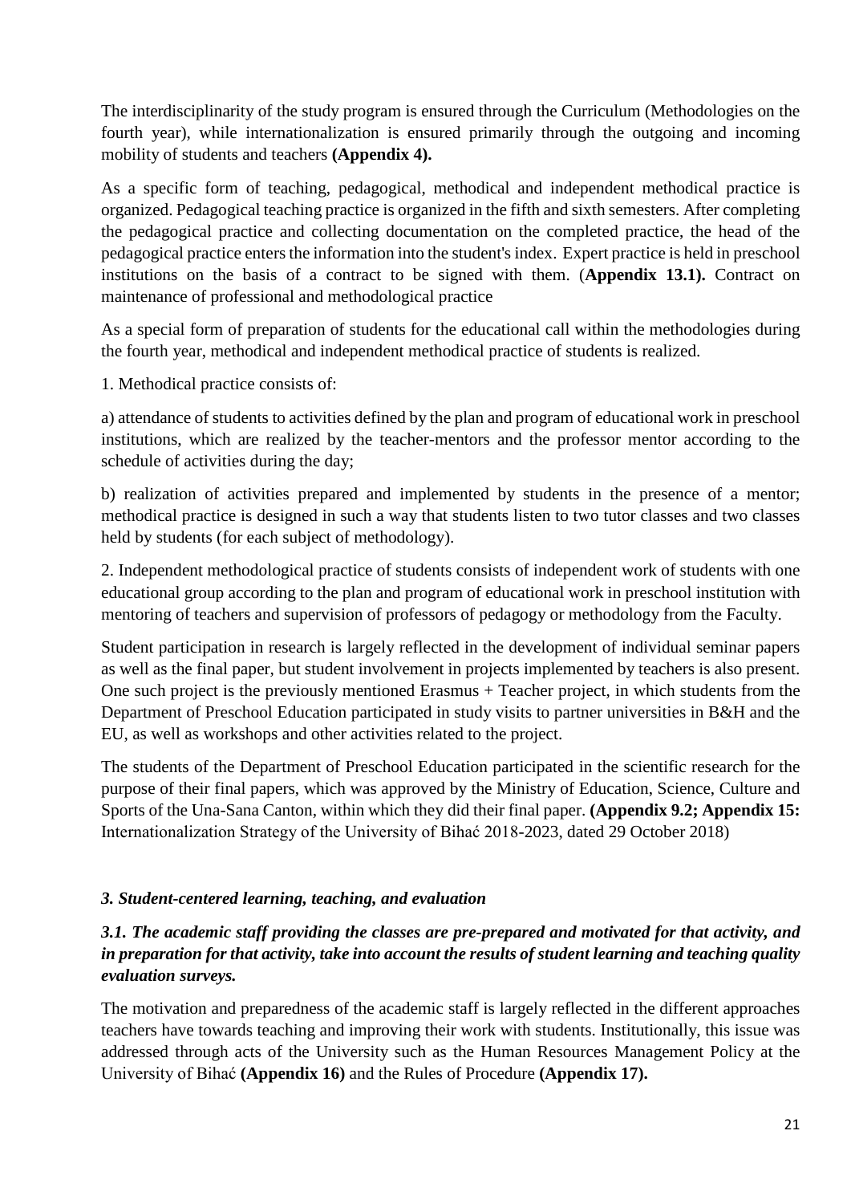The interdisciplinarity of the study program is ensured through the Curriculum (Methodologies on the fourth year), while internationalization is ensured primarily through the outgoing and incoming mobility of students and teachers **(Appendix 4).**

As a specific form of teaching, pedagogical, methodical and independent methodical practice is organized. Pedagogical teaching practice is organized in the fifth and sixth semesters. After completing the pedagogical practice and collecting documentation on the completed practice, the head of the pedagogical practice enters the information into the student's index. Expert practice is held in preschool institutions on the basis of a contract to be signed with them. (**Appendix 13.1).** Contract on maintenance of professional and methodological practice

As a special form of preparation of students for the educational call within the methodologies during the fourth year, methodical and independent methodical practice of students is realized.

1. Methodical practice consists of:

a) attendance of students to activities defined by the plan and program of educational work in preschool institutions, which are realized by the teacher-mentors and the professor mentor according to the schedule of activities during the day;

b) realization of activities prepared and implemented by students in the presence of a mentor; methodical practice is designed in such a way that students listen to two tutor classes and two classes held by students (for each subject of methodology).

2. Independent methodological practice of students consists of independent work of students with one educational group according to the plan and program of educational work in preschool institution with mentoring of teachers and supervision of professors of pedagogy or methodology from the Faculty.

Student participation in research is largely reflected in the development of individual seminar papers as well as the final paper, but student involvement in projects implemented by teachers is also present. One such project is the previously mentioned Erasmus + Teacher project, in which students from the Department of Preschool Education participated in study visits to partner universities in B&H and the EU, as well as workshops and other activities related to the project.

The students of the Department of Preschool Education participated in the scientific research for the purpose of their final papers, which was approved by the Ministry of Education, Science, Culture and Sports of the Una-Sana Canton, within which they did their final paper. **(Appendix 9.2; Appendix 15:** Internationalization Strategy of the University of Bihać 2018-2023, dated 29 October 2018)

### *3. Student-centered learning, teaching, and evaluation*

#### ***3.1. The academic staff providing the classes are pre-prepared and motivated for that activity, and in preparation for that activity, take into account the results of student learning and teaching quality evaluation surveys.***

The motivation and preparedness of the academic staff is largely reflected in the different approaches teachers have towards teaching and improving their work with students. Institutionally, this issue was addressed through acts of the University such as the Human Resources Management Policy at the University of Bihać **(Appendix 16)** and the Rules of Procedure **(Appendix 17).**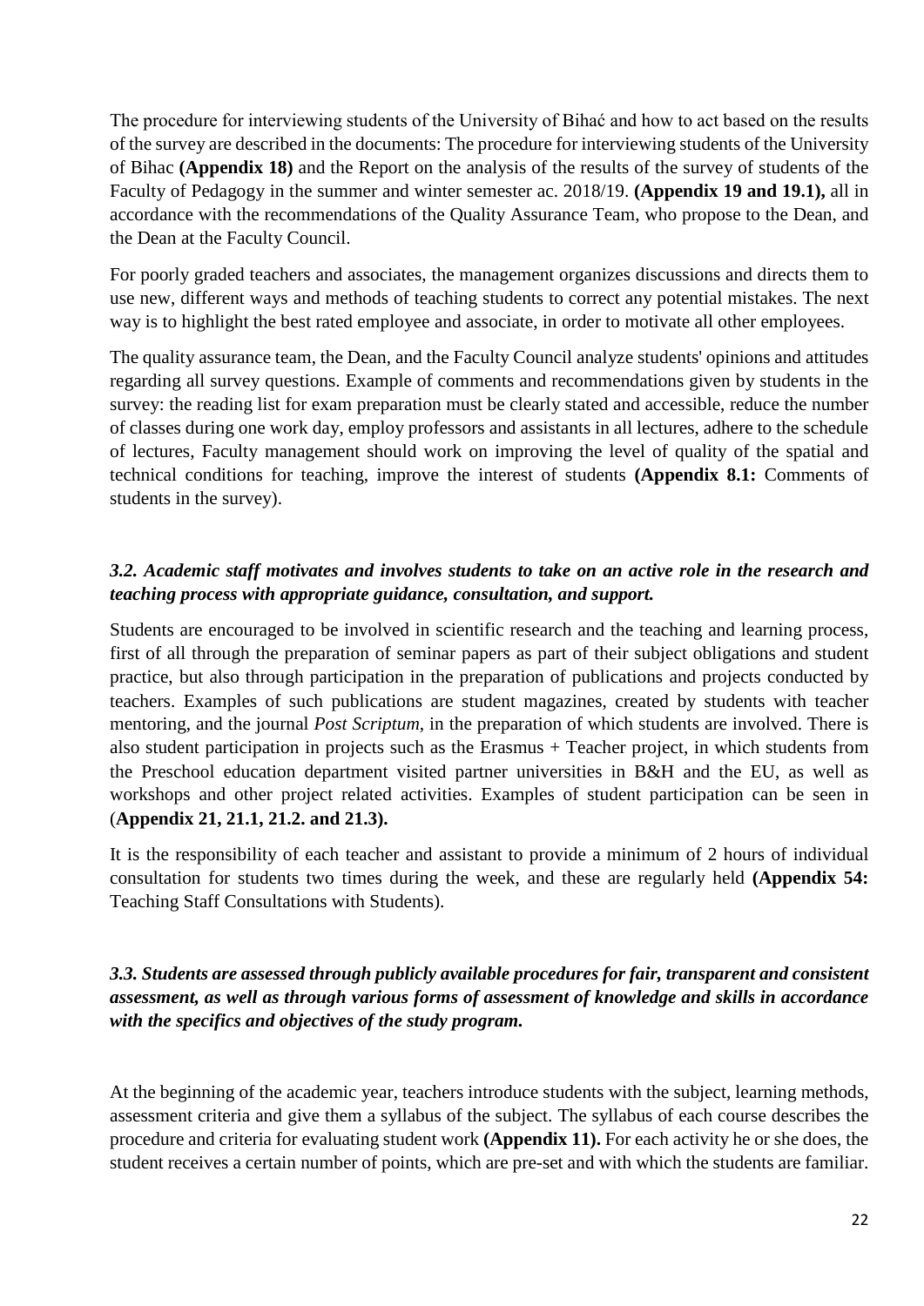The procedure for interviewing students of the University of Bihać and how to act based on the results of the survey are described in the documents: The procedure for interviewing students of the University of Bihac **(Appendix 18)** and the Report on the analysis of the results of the survey of students of the Faculty of Pedagogy in the summer and winter semester ac. 2018/19. **(Appendix 19 and 19.1),** all in accordance with the recommendations of the Quality Assurance Team, who propose to the Dean, and the Dean at the Faculty Council.

For poorly graded teachers and associates, the management organizes discussions and directs them to use new, different ways and methods of teaching students to correct any potential mistakes. The next way is to highlight the best rated employee and associate, in order to motivate all other employees.

The quality assurance team, the Dean, and the Faculty Council analyze students' opinions and attitudes regarding all survey questions. Example of comments and recommendations given by students in the survey: the reading list for exam preparation must be clearly stated and accessible, reduce the number of classes during one work day, employ professors and assistants in all lectures, adhere to the schedule of lectures, Faculty management should work on improving the level of quality of the spatial and technical conditions for teaching, improve the interest of students **(Appendix 8.1:** Comments of students in the survey).

### *3.2. Academic staff motivates and involves students to take on an active role in the research and teaching process with appropriate guidance, consultation, and support.*

Students are encouraged to be involved in scientific research and the teaching and learning process, first of all through the preparation of seminar papers as part of their subject obligations and student practice, but also through participation in the preparation of publications and projects conducted by teachers. Examples of such publications are student magazines, created by students with teacher mentoring, and the journal *Post Scriptum,* in the preparation of which students are involved. There is also student participation in projects such as the Erasmus + Teacher project, in which students from the Preschool education department visited partner universities in B&H and the EU, as well as workshops and other project related activities. Examples of student participation can be seen in (**Appendix 21, 21.1, 21.2. and 21.3).**

It is the responsibility of each teacher and assistant to provide a minimum of 2 hours of individual consultation for students two times during the week, and these are regularly held **(Appendix 54:** Teaching Staff Consultations with Students).

### *3.3. Students are assessed through publicly available procedures for fair, transparent and consistent assessment, as well as through various forms of assessment of knowledge and skills in accordance with the specifics and objectives of the study program.*

At the beginning of the academic year, teachers introduce students with the subject, learning methods, assessment criteria and give them a syllabus of the subject. The syllabus of each course describes the procedure and criteria for evaluating student work **(Appendix 11).** For each activity he or she does, the student receives a certain number of points, which are pre-set and with which the students are familiar.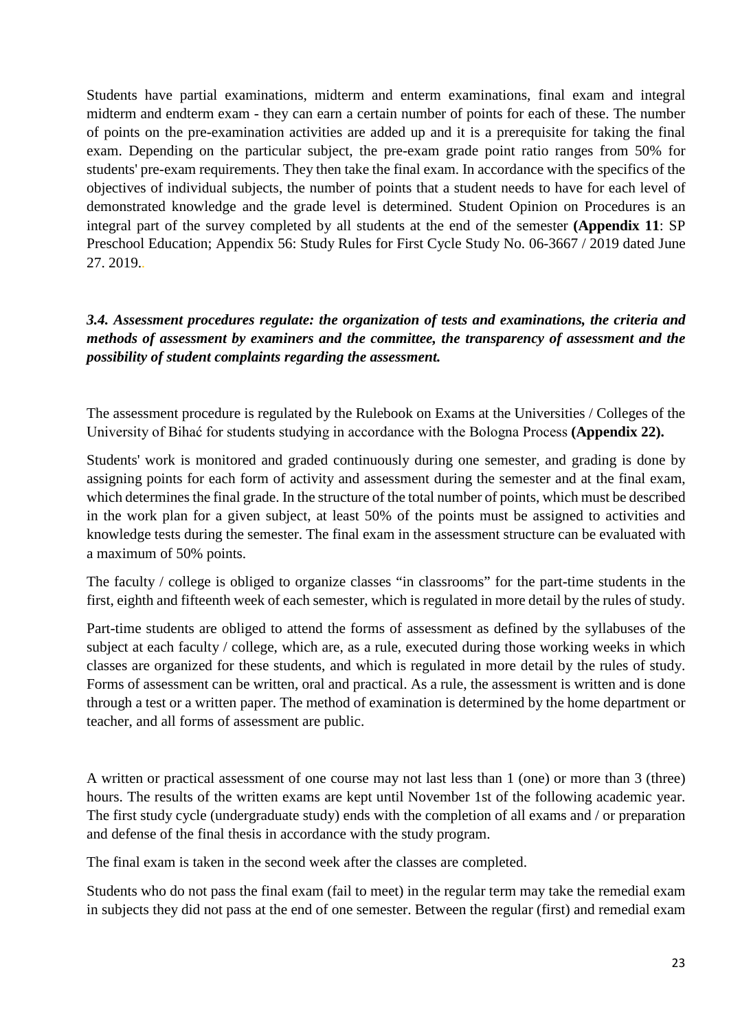Students have partial examinations, midterm and enterm examinations, final exam and integral midterm and endterm exam - they can earn a certain number of points for each of these. The number of points on the pre-examination activities are added up and it is a prerequisite for taking the final exam. Depending on the particular subject, the pre-exam grade point ratio ranges from 50% for students' pre-exam requirements. They then take the final exam. In accordance with the specifics of the objectives of individual subjects, the number of points that a student needs to have for each level of demonstrated knowledge and the grade level is determined. Student Opinion on Procedures is an integral part of the survey completed by all students at the end of the semester **(Appendix 11**: SP Preschool Education; Appendix 56: Study Rules for First Cycle Study No. 06-3667 / 2019 dated June 27. 2019..

***3.4. Assessment procedures regulate: the organization of tests and examinations, the criteria and methods of assessment by examiners and the committee, the transparency of assessment and the possibility of student complaints regarding the assessment.***

The assessment procedure is regulated by the Rulebook on Exams at the Universities / Colleges of the University of Bihać for students studying in accordance with the Bologna Process **(Appendix 22).**

Students' work is monitored and graded continuously during one semester, and grading is done by assigning points for each form of activity and assessment during the semester and at the final exam, which determines the final grade. In the structure of the total number of points, which must be described in the work plan for a given subject, at least 50% of the points must be assigned to activities and knowledge tests during the semester. The final exam in the assessment structure can be evaluated with a maximum of 50% points.

The faculty / college is obliged to organize classes "in classrooms" for the part-time students in the first, eighth and fifteenth week of each semester, which is regulated in more detail by the rules of study.

Part-time students are obliged to attend the forms of assessment as defined by the syllabuses of the subject at each faculty / college, which are, as a rule, executed during those working weeks in which classes are organized for these students, and which is regulated in more detail by the rules of study. Forms of assessment can be written, oral and practical. As a rule, the assessment is written and is done through a test or a written paper. The method of examination is determined by the home department or teacher, and all forms of assessment are public.

A written or practical assessment of one course may not last less than 1 (one) or more than 3 (three) hours. The results of the written exams are kept until November 1st of the following academic year. The first study cycle (undergraduate study) ends with the completion of all exams and / or preparation and defense of the final thesis in accordance with the study program.

The final exam is taken in the second week after the classes are completed.

Students who do not pass the final exam (fail to meet) in the regular term may take the remedial exam in subjects they did not pass at the end of one semester. Between the regular (first) and remedial exam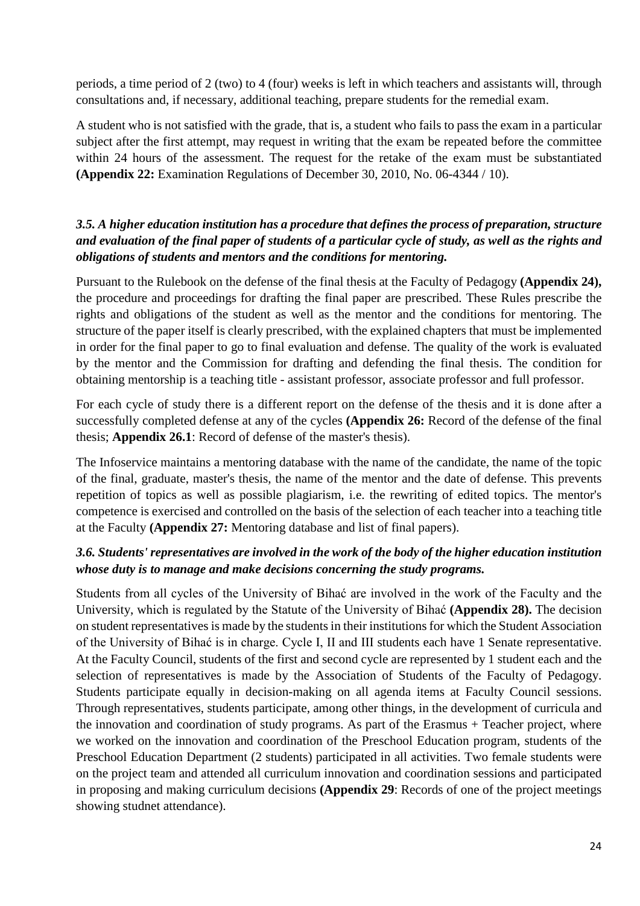periods, a time period of 2 (two) to 4 (four) weeks is left in which teachers and assistants will, through consultations and, if necessary, additional teaching, prepare students for the remedial exam.

A student who is not satisfied with the grade, that is, a student who fails to pass the exam in a particular subject after the first attempt, may request in writing that the exam be repeated before the committee within 24 hours of the assessment. The request for the retake of the exam must be substantiated **(Appendix 22:** Examination Regulations of December 30, 2010, No. 06-4344 / 10).

### *3.5. A higher education institution has a procedure that defines the process of preparation, structure and evaluation of the final paper of students of a particular cycle of study, as well as the rights and obligations of students and mentors and the conditions for mentoring.*

Pursuant to the Rulebook on the defense of the final thesis at the Faculty of Pedagogy **(Appendix 24),** the procedure and proceedings for drafting the final paper are prescribed. These Rules prescribe the rights and obligations of the student as well as the mentor and the conditions for mentoring. The structure of the paper itself is clearly prescribed, with the explained chapters that must be implemented in order for the final paper to go to final evaluation and defense. The quality of the work is evaluated by the mentor and the Commission for drafting and defending the final thesis. The condition for obtaining mentorship is a teaching title - assistant professor, associate professor and full professor.

For each cycle of study there is a different report on the defense of the thesis and it is done after a successfully completed defense at any of the cycles **(Appendix 26:** Record of the defense of the final thesis; **Appendix 26.1**: Record of defense of the master's thesis).

The Infoservice maintains a mentoring database with the name of the candidate, the name of the topic of the final, graduate, master's thesis, the name of the mentor and the date of defense. This prevents repetition of topics as well as possible plagiarism, i.e. the rewriting of edited topics. The mentor's competence is exercised and controlled on the basis of the selection of each teacher into a teaching title at the Faculty **(Appendix 27:** Mentoring database and list of final papers).

### *3.6. Students' representatives are involved in the work of the body of the higher education institution whose duty is to manage and make decisions concerning the study programs.*

Students from all cycles of the University of Bihać are involved in the work of the Faculty and the University, which is regulated by the Statute of the University of Bihać **(Appendix 28).** The decision on student representatives is made by the students in their institutions for which the Student Association of the University of Bihać is in charge. Cycle I, II and III students each have 1 Senate representative. At the Faculty Council, students of the first and second cycle are represented by 1 student each and the selection of representatives is made by the Association of Students of the Faculty of Pedagogy. Students participate equally in decision-making on all agenda items at Faculty Council sessions. Through representatives, students participate, among other things, in the development of curricula and the innovation and coordination of study programs. As part of the Erasmus + Teacher project, where we worked on the innovation and coordination of the Preschool Education program, students of the Preschool Education Department (2 students) participated in all activities. Two female students were on the project team and attended all curriculum innovation and coordination sessions and participated in proposing and making curriculum decisions **(Appendix 29**: Records of one of the project meetings showing studnet attendance).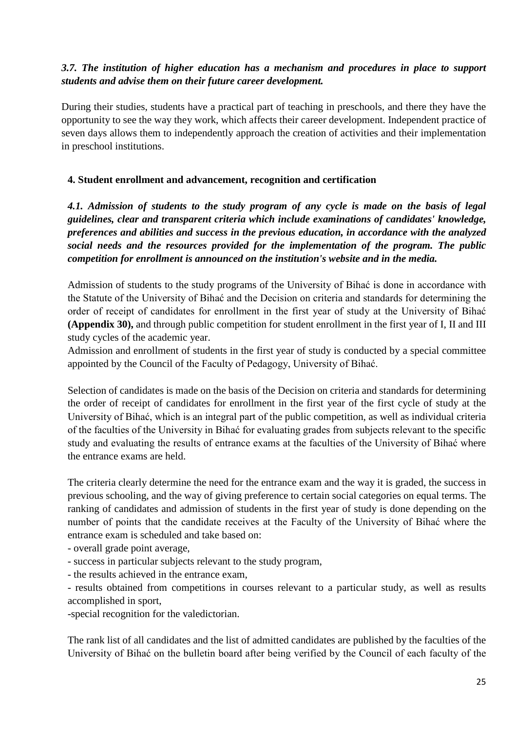***3.7. The institution of higher education has a mechanism and procedures in place to support students and advise them on their future career development.***

During their studies, students have a practical part of teaching in preschools, and there they have the opportunity to see the way they work, which affects their career development. Independent practice of seven days allows them to independently approach the creation of activities and their implementation in preschool institutions.

## 4. Student enrollment and advancement, recognition and certification

***4.1. Admission of students to the study program of any cycle is made on the basis of legal guidelines, clear and transparent criteria which include examinations of candidates' knowledge, preferences and abilities and success in the previous education, in accordance with the analyzed social needs and the resources provided for the implementation of the program. The public competition for enrollment is announced on the institution's website and in the media.***

Admission of students to the study programs of the University of Bihać is done in accordance with the Statute of the University of Bihać and the Decision on criteria and standards for determining the order of receipt of candidates for enrollment in the first year of study at the University of Bihać **(Appendix 30),** and through public competition for student enrollment in the first year of I, II and III study cycles of the academic year.
Admission and enrollment of students in the first year of study is conducted by a special committee appointed by the Council of the Faculty of Pedagogy, University of Bihać.

Selection of candidates is made on the basis of the Decision on criteria and standards for determining the order of receipt of candidates for enrollment in the first year of the first cycle of study at the University of Bihać, which is an integral part of the public competition, as well as individual criteria of the faculties of the University in Bihać for evaluating grades from subjects relevant to the specific study and evaluating the results of entrance exams at the faculties of the University of Bihać where the entrance exams are held.

The criteria clearly determine the need for the entrance exam and the way it is graded, the success in previous schooling, and the way of giving preference to certain social categories on equal terms. The ranking of candidates and admission of students in the first year of study is done depending on the number of points that the candidate receives at the Faculty of the University of Bihać where the entrance exam is scheduled and take based on:

- overall grade point average,
- success in particular subjects relevant to the study program,
- the results achieved in the entrance exam,
- results obtained from competitions in courses relevant to a particular study, as well as results accomplished in sport,
- special recognition for the valedictorian.

The rank list of all candidates and the list of admitted candidates are published by the faculties of the University of Bihać on the bulletin board after being verified by the Council of each faculty of the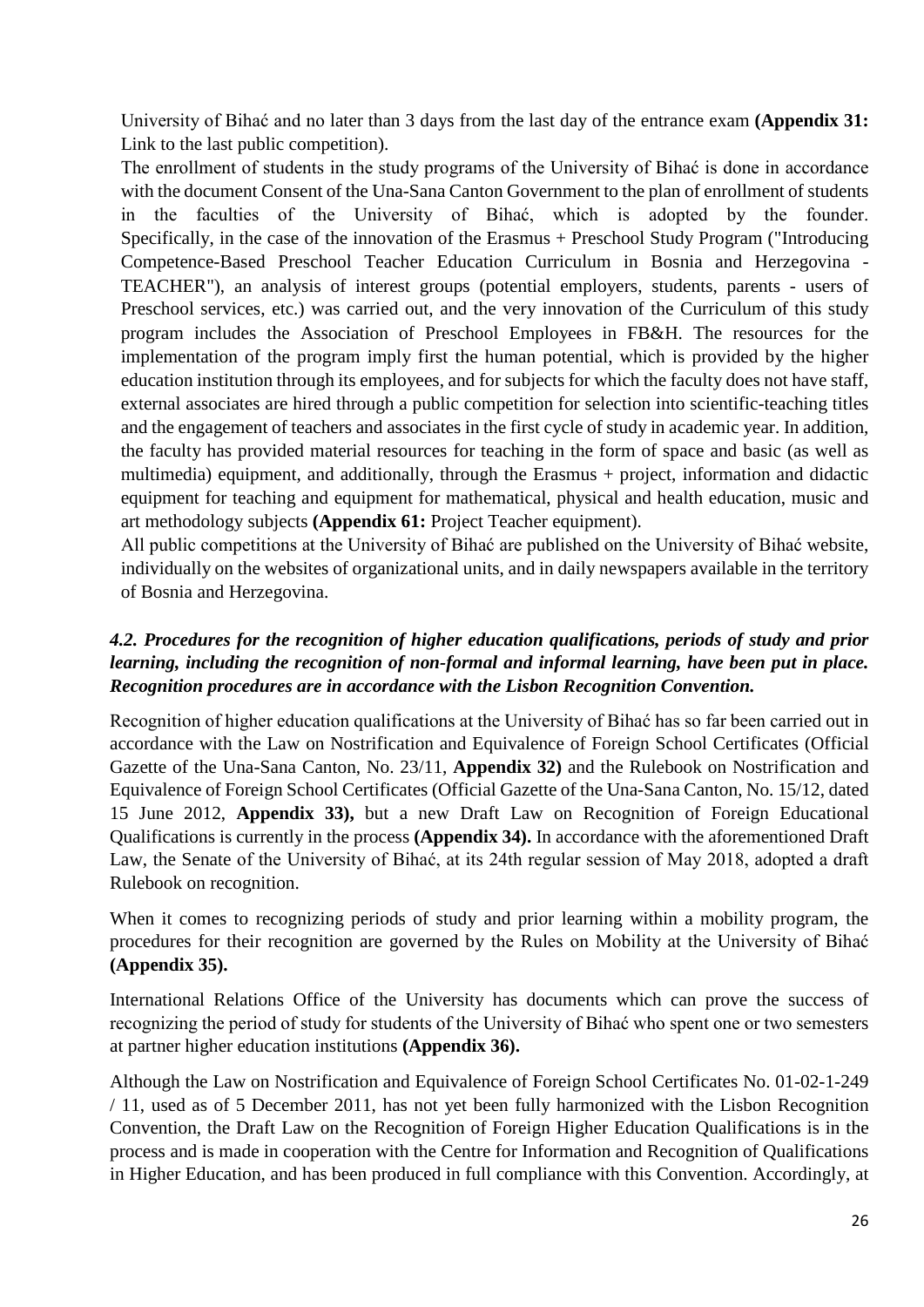University of Bihać and no later than 3 days from the last day of the entrance exam **(Appendix 31:** Link to the last public competition).

The enrollment of students in the study programs of the University of Bihać is done in accordance with the document Consent of the Una-Sana Canton Government to the plan of enrollment of students in the faculties of the University of Bihać, which is adopted by the founder. Specifically, in the case of the innovation of the Erasmus + Preschool Study Program ("Introducing Competence-Based Preschool Teacher Education Curriculum in Bosnia and Herzegovina - TEACHER"), an analysis of interest groups (potential employers, students, parents - users of Preschool services, etc.) was carried out, and the very innovation of the Curriculum of this study program includes the Association of Preschool Employees in FB&H. The resources for the implementation of the program imply first the human potential, which is provided by the higher education institution through its employees, and for subjects for which the faculty does not have staff, external associates are hired through a public competition for selection into scientific-teaching titles and the engagement of teachers and associates in the first cycle of study in academic year. In addition, the faculty has provided material resources for teaching in the form of space and basic (as well as multimedia) equipment, and additionally, through the Erasmus + project, information and didactic equipment for teaching and equipment for mathematical, physical and health education, music and art methodology subjects **(Appendix 61:** Project Teacher equipment).

All public competitions at the University of Bihać are published on the University of Bihać website, individually on the websites of organizational units, and in daily newspapers available in the territory of Bosnia and Herzegovina.

### *4.2. Procedures for the recognition of higher education qualifications, periods of study and prior learning, including the recognition of non-formal and informal learning, have been put in place. Recognition procedures are in accordance with the Lisbon Recognition Convention.*

Recognition of higher education qualifications at the University of Bihać has so far been carried out in accordance with the Law on Nostrification and Equivalence of Foreign School Certificates (Official Gazette of the Una-Sana Canton, No. 23/11, **Appendix 32)** and the Rulebook on Nostrification and Equivalence of Foreign School Certificates (Official Gazette of the Una-Sana Canton, No. 15/12, dated 15 June 2012, **Appendix 33),** but a new Draft Law on Recognition of Foreign Educational Qualifications is currently in the process **(Appendix 34).** In accordance with the aforementioned Draft Law, the Senate of the University of Bihać, at its 24th regular session of May 2018, adopted a draft Rulebook on recognition.

When it comes to recognizing periods of study and prior learning within a mobility program, the procedures for their recognition are governed by the Rules on Mobility at the University of Bihać **(Appendix 35).**

International Relations Office of the University has documents which can prove the success of recognizing the period of study for students of the University of Bihać who spent one or two semesters at partner higher education institutions **(Appendix 36).**

Although the Law on Nostrification and Equivalence of Foreign School Certificates No. 01-02-1-249 / 11, used as of 5 December 2011, has not yet been fully harmonized with the Lisbon Recognition Convention, the Draft Law on the Recognition of Foreign Higher Education Qualifications is in the process and is made in cooperation with the Centre for Information and Recognition of Qualifications in Higher Education, and has been produced in full compliance with this Convention. Accordingly, at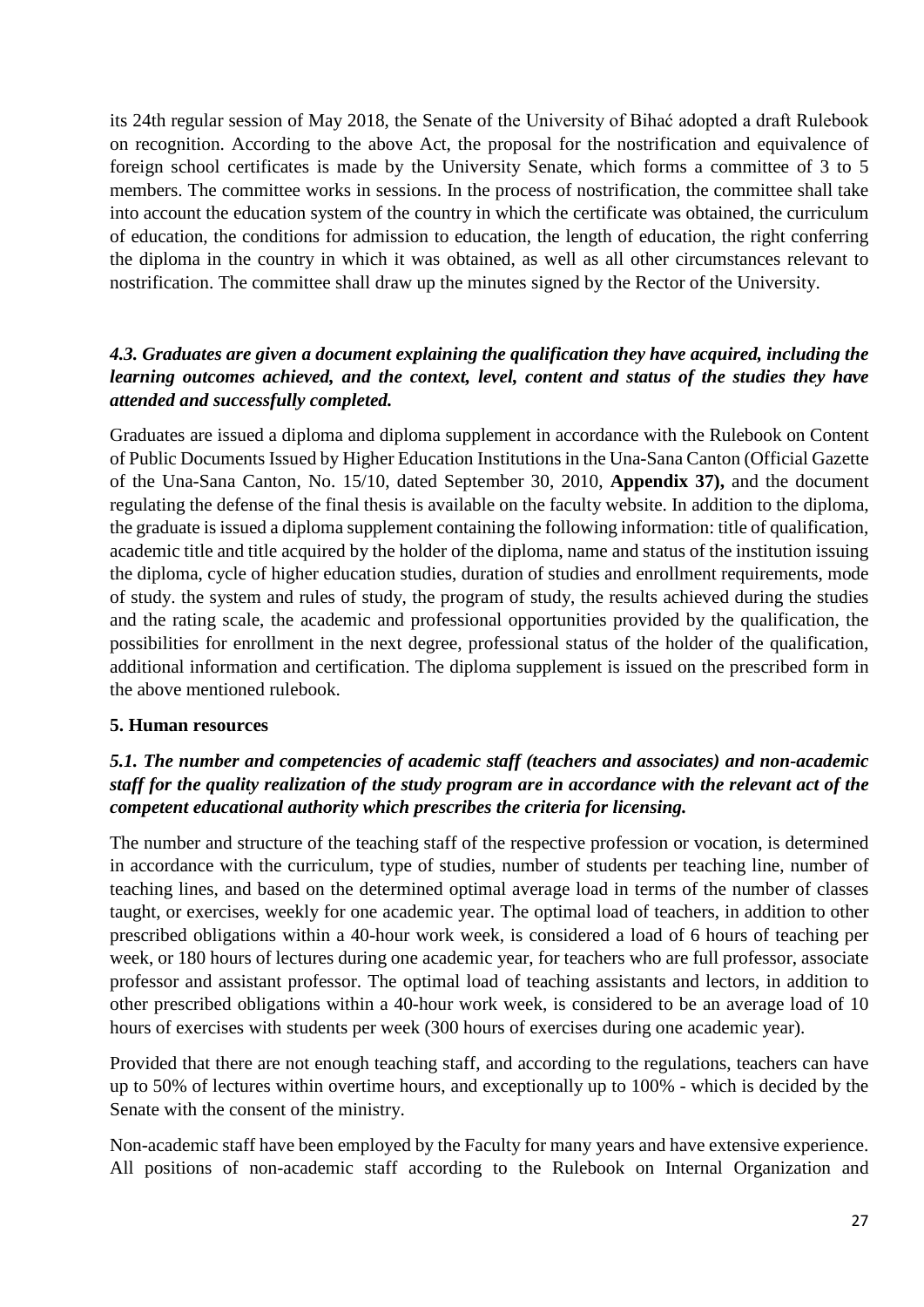its 24th regular session of May 2018, the Senate of the University of Bihać adopted a draft Rulebook on recognition. According to the above Act, the proposal for the nostrification and equivalence of foreign school certificates is made by the University Senate, which forms a committee of 3 to 5 members. The committee works in sessions. In the process of nostrification, the committee shall take into account the education system of the country in which the certificate was obtained, the curriculum of education, the conditions for admission to education, the length of education, the right conferring the diploma in the country in which it was obtained, as well as all other circumstances relevant to nostrification. The committee shall draw up the minutes signed by the Rector of the University.

### *4.3. Graduates are given a document explaining the qualification they have acquired, including the learning outcomes achieved, and the context, level, content and status of the studies they have attended and successfully completed.*

Graduates are issued a diploma and diploma supplement in accordance with the Rulebook on Content of Public Documents Issued by Higher Education Institutions in the Una-Sana Canton (Official Gazette of the Una-Sana Canton, No. 15/10, dated September 30, 2010, **Appendix 37),** and the document regulating the defense of the final thesis is available on the faculty website. In addition to the diploma, the graduate is issued a diploma supplement containing the following information: title of qualification, academic title and title acquired by the holder of the diploma, name and status of the institution issuing the diploma, cycle of higher education studies, duration of studies and enrollment requirements, mode of study. the system and rules of study, the program of study, the results achieved during the studies and the rating scale, the academic and professional opportunities provided by the qualification, the possibilities for enrollment in the next degree, professional status of the holder of the qualification, additional information and certification. The diploma supplement is issued on the prescribed form in the above mentioned rulebook.

## 5. Human resources

### *5.1. The number and competencies of academic staff (teachers and associates) and non-academic staff for the quality realization of the study program are in accordance with the relevant act of the competent educational authority which prescribes the criteria for licensing.*

The number and structure of the teaching staff of the respective profession or vocation, is determined in accordance with the curriculum, type of studies, number of students per teaching line, number of teaching lines, and based on the determined optimal average load in terms of the number of classes taught, or exercises, weekly for one academic year. The optimal load of teachers, in addition to other prescribed obligations within a 40-hour work week, is considered a load of 6 hours of teaching per week, or 180 hours of lectures during one academic year, for teachers who are full professor, associate professor and assistant professor. The optimal load of teaching assistants and lectors, in addition to other prescribed obligations within a 40-hour work week, is considered to be an average load of 10 hours of exercises with students per week (300 hours of exercises during one academic year).

Provided that there are not enough teaching staff, and according to the regulations, teachers can have up to 50% of lectures within overtime hours, and exceptionally up to 100% - which is decided by the Senate with the consent of the ministry.

Non-academic staff have been employed by the Faculty for many years and have extensive experience. All positions of non-academic staff according to the Rulebook on Internal Organization and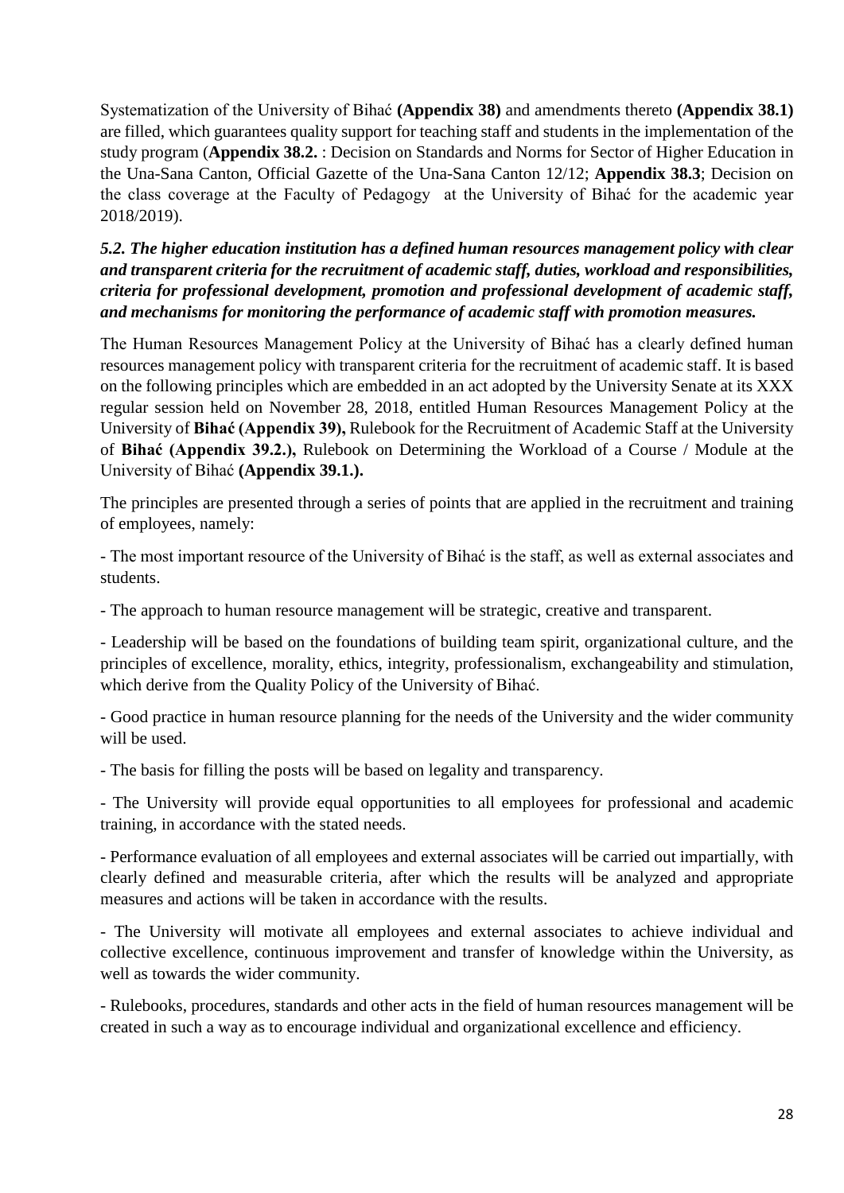Systematization of the University of Bihać **(Appendix 38)** and amendments thereto **(Appendix 38.1)** are filled, which guarantees quality support for teaching staff and students in the implementation of the study program (**Appendix 38.2.** : Decision on Standards and Norms for Sector of Higher Education in the Una-Sana Canton, Official Gazette of the Una-Sana Canton 12/12; **Appendix 38.3**; Decision on the class coverage at the Faculty of Pedagogy at the University of Bihać for the academic year 2018/2019).

***5.2. The higher education institution has a defined human resources management policy with clear and transparent criteria for the recruitment of academic staff, duties, workload and responsibilities, criteria for professional development, promotion and professional development of academic staff, and mechanisms for monitoring the performance of academic staff with promotion measures.***

The Human Resources Management Policy at the University of Bihać has a clearly defined human resources management policy with transparent criteria for the recruitment of academic staff. It is based on the following principles which are embedded in an act adopted by the University Senate at its XXX regular session held on November 28, 2018, entitled Human Resources Management Policy at the University of **Bihać (Appendix 39),** Rulebook for the Recruitment of Academic Staff at the University of **Bihać (Appendix 39.2.),** Rulebook on Determining the Workload of a Course / Module at the University of Bihać **(Appendix 39.1.).**

The principles are presented through a series of points that are applied in the recruitment and training of employees, namely:

- The most important resource of the University of Bihać is the staff, as well as external associates and students.

- The approach to human resource management will be strategic, creative and transparent.

- Leadership will be based on the foundations of building team spirit, organizational culture, and the principles of excellence, morality, ethics, integrity, professionalism, exchangeability and stimulation, which derive from the Quality Policy of the University of Bihać.

- Good practice in human resource planning for the needs of the University and the wider community will be used.

- The basis for filling the posts will be based on legality and transparency.

- The University will provide equal opportunities to all employees for professional and academic training, in accordance with the stated needs.

- Performance evaluation of all employees and external associates will be carried out impartially, with clearly defined and measurable criteria, after which the results will be analyzed and appropriate measures and actions will be taken in accordance with the results.

- The University will motivate all employees and external associates to achieve individual and collective excellence, continuous improvement and transfer of knowledge within the University, as well as towards the wider community.

- Rulebooks, procedures, standards and other acts in the field of human resources management will be created in such a way as to encourage individual and organizational excellence and efficiency.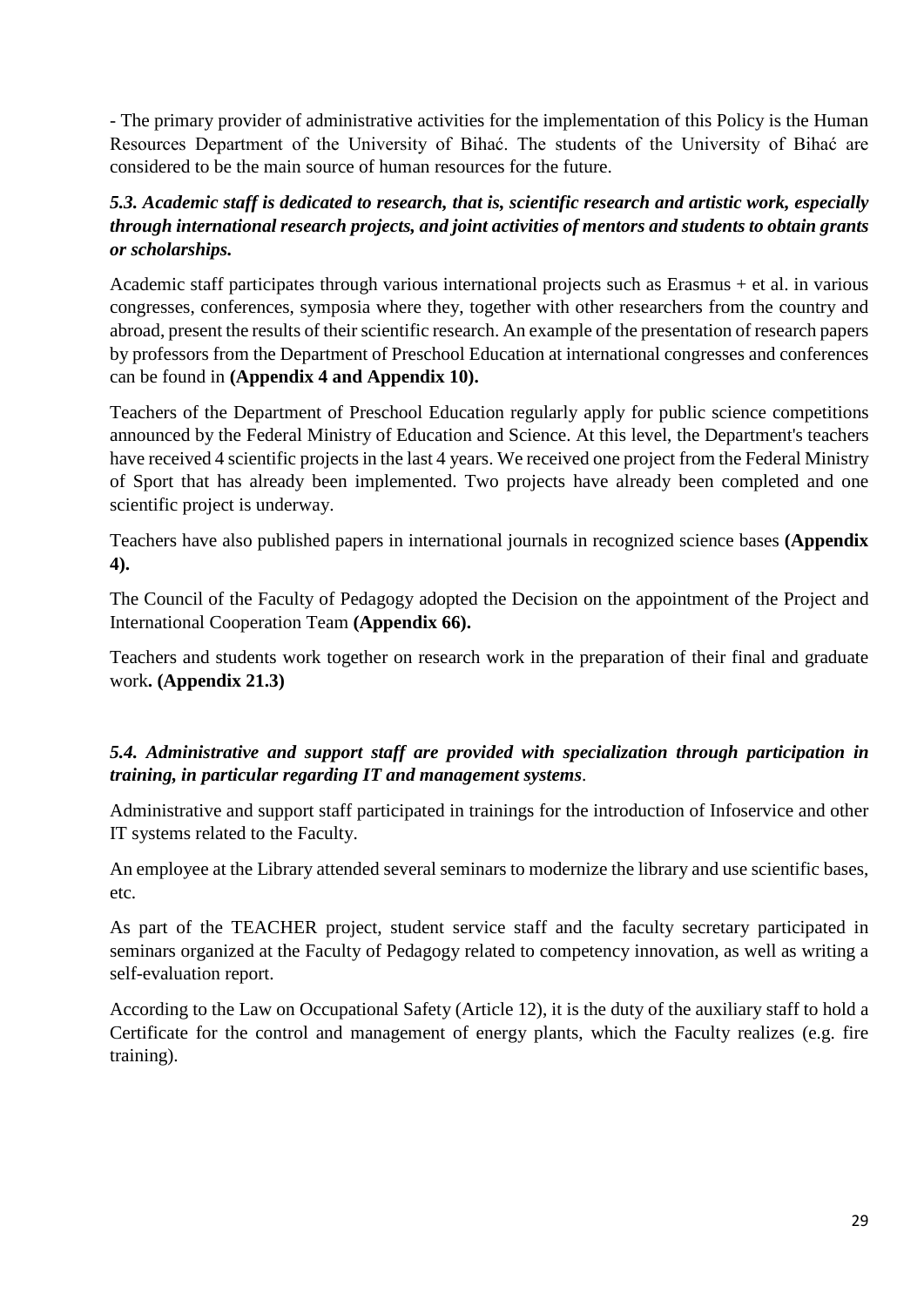- The primary provider of administrative activities for the implementation of this Policy is the Human Resources Department of the University of Bihać. The students of the University of Bihać are considered to be the main source of human resources for the future.

***5.3. Academic staff is dedicated to research, that is, scientific research and artistic work, especially through international research projects, and joint activities of mentors and students to obtain grants or scholarships.***

Academic staff participates through various international projects such as Erasmus + et al. in various congresses, conferences, symposia where they, together with other researchers from the country and abroad, present the results of their scientific research. An example of the presentation of research papers by professors from the Department of Preschool Education at international congresses and conferences can be found in **(Appendix 4 and Appendix 10).**

Teachers of the Department of Preschool Education regularly apply for public science competitions announced by the Federal Ministry of Education and Science. At this level, the Department's teachers have received 4 scientific projects in the last 4 years. We received one project from the Federal Ministry of Sport that has already been implemented. Two projects have already been completed and one scientific project is underway.

Teachers have also published papers in international journals in recognized science bases **(Appendix 4).**

The Council of the Faculty of Pedagogy adopted the Decision on the appointment of the Project and International Cooperation Team **(Appendix 66).**

Teachers and students work together on research work in the preparation of their final and graduate work**. (Appendix 21.3)**

***5.4. Administrative and support staff are provided with specialization through participation in training, in particular regarding IT and management systems***.

Administrative and support staff participated in trainings for the introduction of Infoservice and other IT systems related to the Faculty.

An employee at the Library attended several seminars to modernize the library and use scientific bases, etc.

As part of the TEACHER project, student service staff and the faculty secretary participated in seminars organized at the Faculty of Pedagogy related to competency innovation, as well as writing a self-evaluation report.

According to the Law on Occupational Safety (Article 12), it is the duty of the auxiliary staff to hold a Certificate for the control and management of energy plants, which the Faculty realizes (e.g. fire training).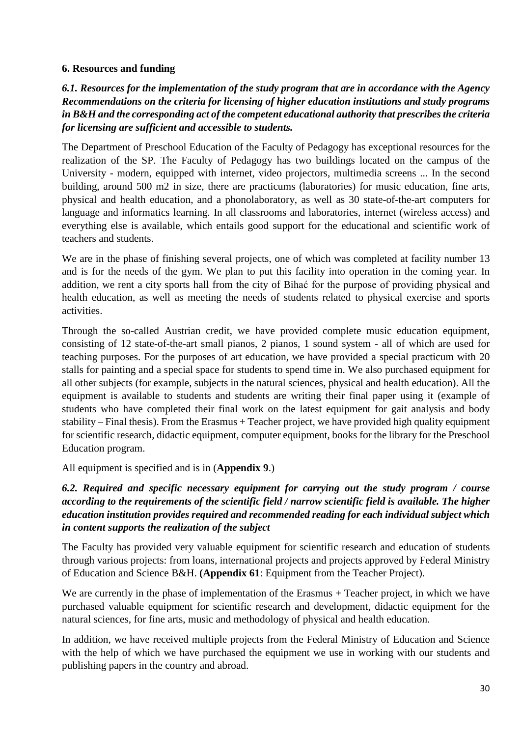## 6. Resources and funding

***6.1. Resources for the implementation of the study program that are in accordance with the Agency Recommendations on the criteria for licensing of higher education institutions and study programs in B&H and the corresponding act of the competent educational authority that prescribes the criteria for licensing are sufficient and accessible to students.***

The Department of Preschool Education of the Faculty of Pedagogy has exceptional resources for the realization of the SP. The Faculty of Pedagogy has two buildings located on the campus of the University - modern, equipped with internet, video projectors, multimedia screens ... In the second building, around 500 m2 in size, there are practicums (laboratories) for music education, fine arts, physical and health education, and a phonolaboratory, as well as 30 state-of-the-art computers for language and informatics learning. In all classrooms and laboratories, internet (wireless access) and everything else is available, which entails good support for the educational and scientific work of teachers and students.

We are in the phase of finishing several projects, one of which was completed at facility number 13 and is for the needs of the gym. We plan to put this facility into operation in the coming year. In addition, we rent a city sports hall from the city of Bihać for the purpose of providing physical and health education, as well as meeting the needs of students related to physical exercise and sports activities.

Through the so-called Austrian credit, we have provided complete music education equipment, consisting of 12 state-of-the-art small pianos, 2 pianos, 1 sound system - all of which are used for teaching purposes. For the purposes of art education, we have provided a special practicum with 20 stalls for painting and a special space for students to spend time in. We also purchased equipment for all other subjects (for example, subjects in the natural sciences, physical and health education). All the equipment is available to students and students are writing their final paper using it (example of students who have completed their final work on the latest equipment for gait analysis and body stability – Final thesis). From the Erasmus + Teacher project, we have provided high quality equipment for scientific research, didactic equipment, computer equipment, books for the library for the Preschool Education program.

All equipment is specified and is in (**Appendix 9**.)

***6.2. Required and specific necessary equipment for carrying out the study program / course according to the requirements of the scientific field / narrow scientific field is available. The higher education institution provides required and recommended reading for each individual subject which in content supports the realization of the subject***

The Faculty has provided very valuable equipment for scientific research and education of students through various projects: from loans, international projects and projects approved by Federal Ministry of Education and Science B&H. **(Appendix 61**: Equipment from the Teacher Project).

We are currently in the phase of implementation of the Erasmus + Teacher project, in which we have purchased valuable equipment for scientific research and development, didactic equipment for the natural sciences, for fine arts, music and methodology of physical and health education.

In addition, we have received multiple projects from the Federal Ministry of Education and Science with the help of which we have purchased the equipment we use in working with our students and publishing papers in the country and abroad.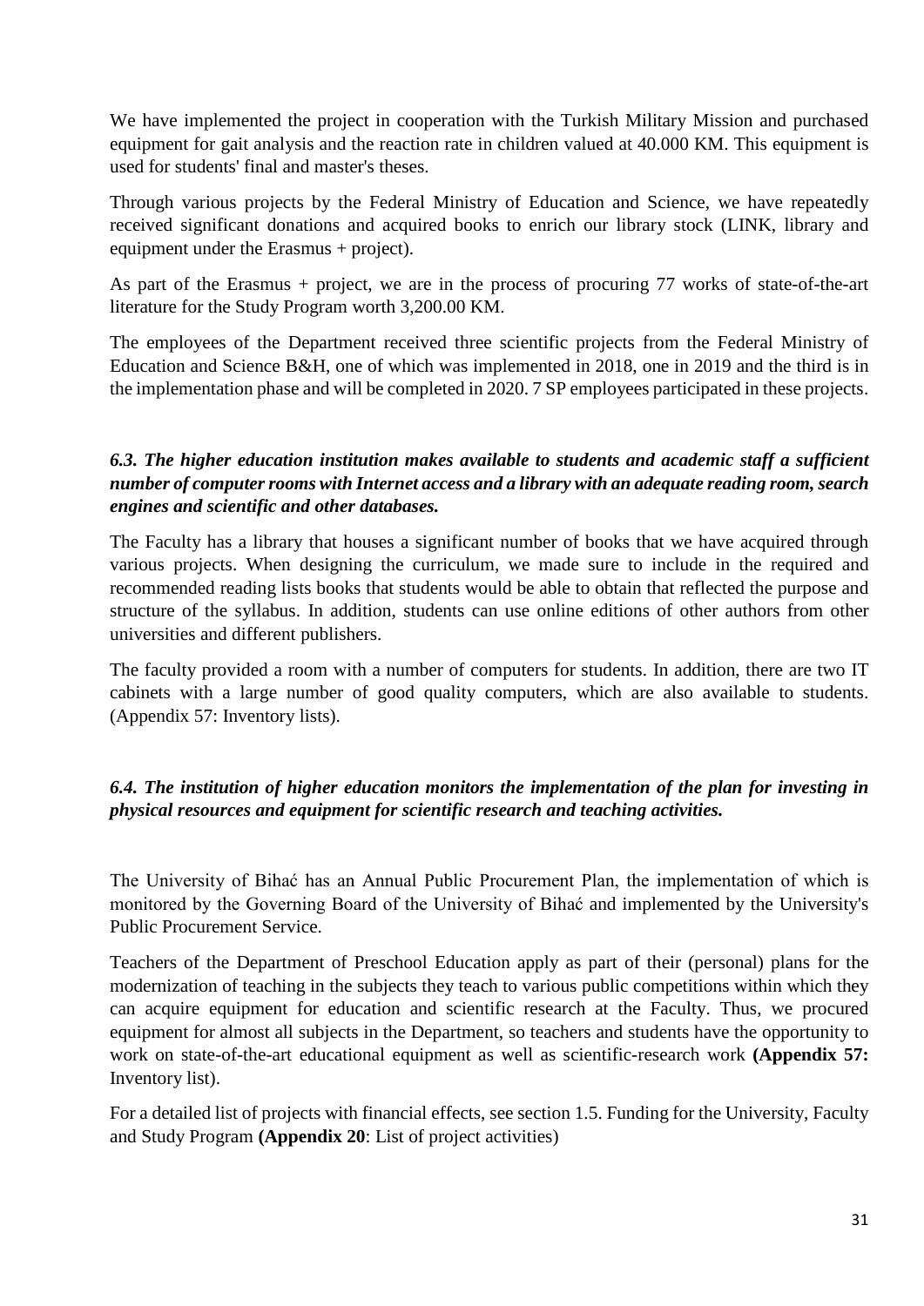We have implemented the project in cooperation with the Turkish Military Mission and purchased equipment for gait analysis and the reaction rate in children valued at 40.000 KM. This equipment is used for students' final and master's theses.

Through various projects by the Federal Ministry of Education and Science, we have repeatedly received significant donations and acquired books to enrich our library stock (LINK, library and equipment under the Erasmus + project).

As part of the Erasmus + project, we are in the process of procuring 77 works of state-of-the-art literature for the Study Program worth 3,200.00 KM.

The employees of the Department received three scientific projects from the Federal Ministry of Education and Science B&H, one of which was implemented in 2018, one in 2019 and the third is in the implementation phase and will be completed in 2020. 7 SP employees participated in these projects.

### *6.3. The higher education institution makes available to students and academic staff a sufficient number of computer rooms with Internet access and a library with an adequate reading room, search engines and scientific and other databases.*

The Faculty has a library that houses a significant number of books that we have acquired through various projects. When designing the curriculum, we made sure to include in the required and recommended reading lists books that students would be able to obtain that reflected the purpose and structure of the syllabus. In addition, students can use online editions of other authors from other universities and different publishers.

The faculty provided a room with a number of computers for students. In addition, there are two IT cabinets with a large number of good quality computers, which are also available to students. (Appendix 57: Inventory lists).

### *6.4. The institution of higher education monitors the implementation of the plan for investing in physical resources and equipment for scientific research and teaching activities.*

The University of Bihać has an Annual Public Procurement Plan, the implementation of which is monitored by the Governing Board of the University of Bihać and implemented by the University's Public Procurement Service.

Teachers of the Department of Preschool Education apply as part of their (personal) plans for the modernization of teaching in the subjects they teach to various public competitions within which they can acquire equipment for education and scientific research at the Faculty. Thus, we procured equipment for almost all subjects in the Department, so teachers and students have the opportunity to work on state-of-the-art educational equipment as well as scientific-research work **(Appendix 57:** Inventory list).

For a detailed list of projects with financial effects, see section 1.5. Funding for the University, Faculty and Study Program **(Appendix 20**: List of project activities)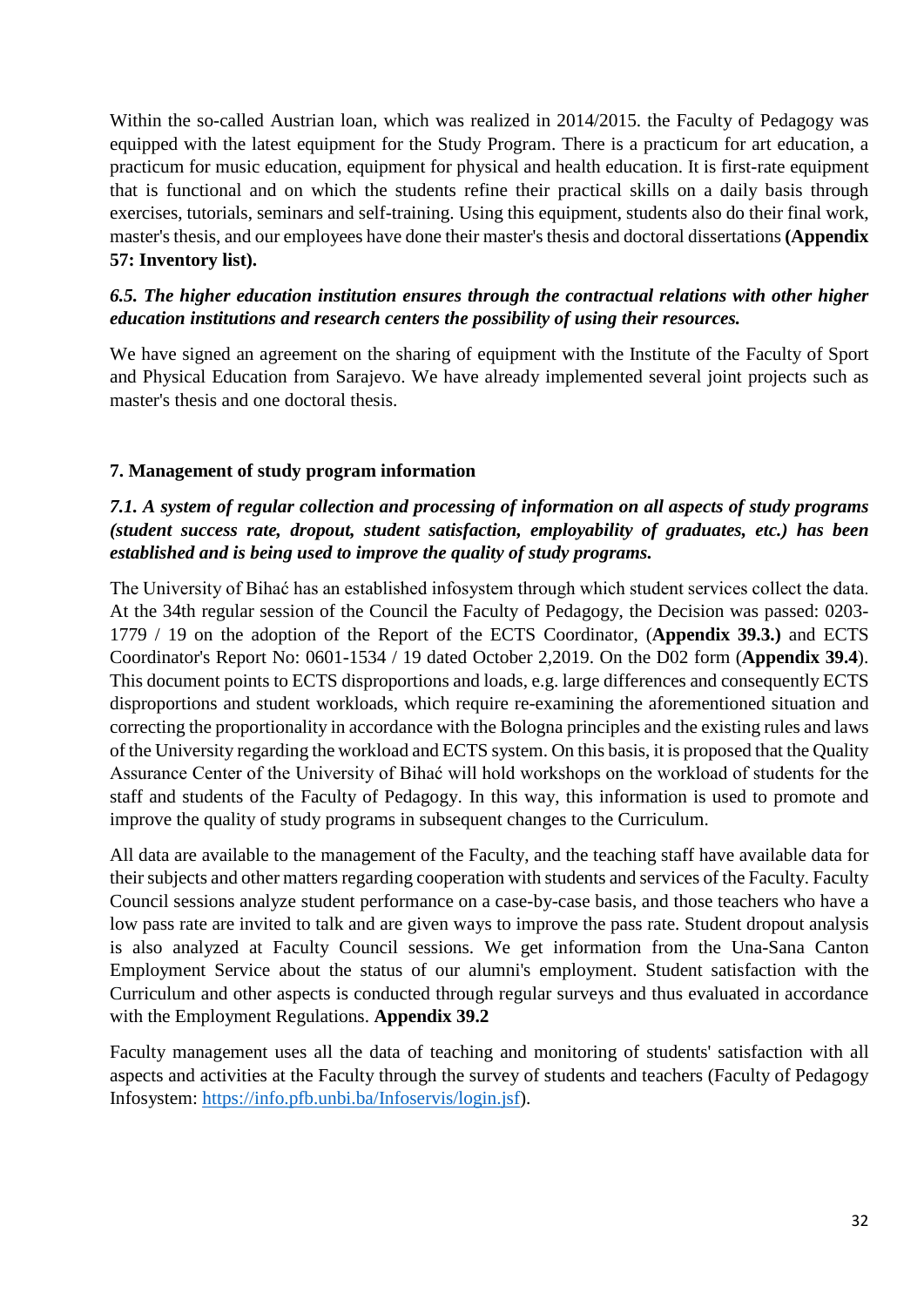Within the so-called Austrian loan, which was realized in 2014/2015. the Faculty of Pedagogy was equipped with the latest equipment for the Study Program. There is a practicum for art education, a practicum for music education, equipment for physical and health education. It is first-rate equipment that is functional and on which the students refine their practical skills on a daily basis through exercises, tutorials, seminars and self-training. Using this equipment, students also do their final work, master's thesis, and our employees have done their master's thesis and doctoral dissertations **(Appendix 57: Inventory list).**

***6.5. The higher education institution ensures through the contractual relations with other higher education institutions and research centers the possibility of using their resources.***

We have signed an agreement on the sharing of equipment with the Institute of the Faculty of Sport and Physical Education from Sarajevo. We have already implemented several joint projects such as master's thesis and one doctoral thesis.

**7. Management of study program information**

***7.1. A system of regular collection and processing of information on all aspects of study programs (student success rate, dropout, student satisfaction, employability of graduates, etc.) has been established and is being used to improve the quality of study programs.***

The University of Bihać has an established infosystem through which student services collect the data. At the 34th regular session of the Council the Faculty of Pedagogy, the Decision was passed: 0203-1779 / 19 on the adoption of the Report of the ECTS Coordinator, (**Appendix 39.3.)** and ECTS Coordinator's Report No: 0601-1534 / 19 dated October 2,2019. On the D02 form (**Appendix 39.4**). This document points to ECTS disproportions and loads, e.g. large differences and consequently ECTS disproportions and student workloads, which require re-examining the aforementioned situation and correcting the proportionality in accordance with the Bologna principles and the existing rules and laws of the University regarding the workload and ECTS system. On this basis, it is proposed that the Quality Assurance Center of the University of Bihać will hold workshops on the workload of students for the staff and students of the Faculty of Pedagogy. In this way, this information is used to promote and improve the quality of study programs in subsequent changes to the Curriculum.

All data are available to the management of the Faculty, and the teaching staff have available data for their subjects and other matters regarding cooperation with students and services of the Faculty. Faculty Council sessions analyze student performance on a case-by-case basis, and those teachers who have a low pass rate are invited to talk and are given ways to improve the pass rate. Student dropout analysis is also analyzed at Faculty Council sessions. We get information from the Una-Sana Canton Employment Service about the status of our alumni's employment. Student satisfaction with the Curriculum and other aspects is conducted through regular surveys and thus evaluated in accordance with the Employment Regulations. **Appendix 39.2**

Faculty management uses all the data of teaching and monitoring of students' satisfaction with all aspects and activities at the Faculty through the survey of students and teachers (Faculty of Pedagogy Infosystem: https://info.pfb.unbi.ba/Infoservis/login.jsf).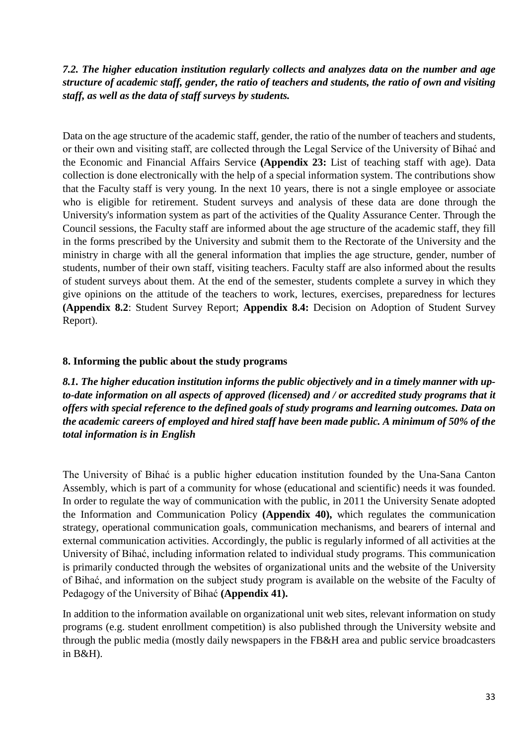***7.2. The higher education institution regularly collects and analyzes data on the number and age structure of academic staff, gender, the ratio of teachers and students, the ratio of own and visiting staff, as well as the data of staff surveys by students.***

Data on the age structure of the academic staff, gender, the ratio of the number of teachers and students, or their own and visiting staff, are collected through the Legal Service of the University of Bihać and the Economic and Financial Affairs Service **(Appendix 23:** List of teaching staff with age). Data collection is done electronically with the help of a special information system. The contributions show that the Faculty staff is very young. In the next 10 years, there is not a single employee or associate who is eligible for retirement. Student surveys and analysis of these data are done through the University's information system as part of the activities of the Quality Assurance Center. Through the Council sessions, the Faculty staff are informed about the age structure of the academic staff, they fill in the forms prescribed by the University and submit them to the Rectorate of the University and the ministry in charge with all the general information that implies the age structure, gender, number of students, number of their own staff, visiting teachers. Faculty staff are also informed about the results of student surveys about them. At the end of the semester, students complete a survey in which they give opinions on the attitude of the teachers to work, lectures, exercises, preparedness for lectures **(Appendix 8.2**: Student Survey Report; **Appendix 8.4:** Decision on Adoption of Student Survey Report).

## 8. Informing the public about the study programs

***8.1. The higher education institution informs the public objectively and in a timely manner with up-to-date information on all aspects of approved (licensed) and / or accredited study programs that it offers with special reference to the defined goals of study programs and learning outcomes. Data on the academic careers of employed and hired staff have been made public. A minimum of 50% of the total information is in English***

The University of Bihać is a public higher education institution founded by the Una-Sana Canton Assembly, which is part of a community for whose (educational and scientific) needs it was founded. In order to regulate the way of communication with the public, in 2011 the University Senate adopted the Information and Communication Policy **(Appendix 40),** which regulates the communication strategy, operational communication goals, communication mechanisms, and bearers of internal and external communication activities. Accordingly, the public is regularly informed of all activities at the University of Bihać, including information related to individual study programs. This communication is primarily conducted through the websites of organizational units and the website of the University of Bihać, and information on the subject study program is available on the website of the Faculty of Pedagogy of the University of Bihać **(Appendix 41).**

In addition to the information available on organizational unit web sites, relevant information on study programs (e.g. student enrollment competition) is also published through the University website and through the public media (mostly daily newspapers in the FB&H area and public service broadcasters in B&H).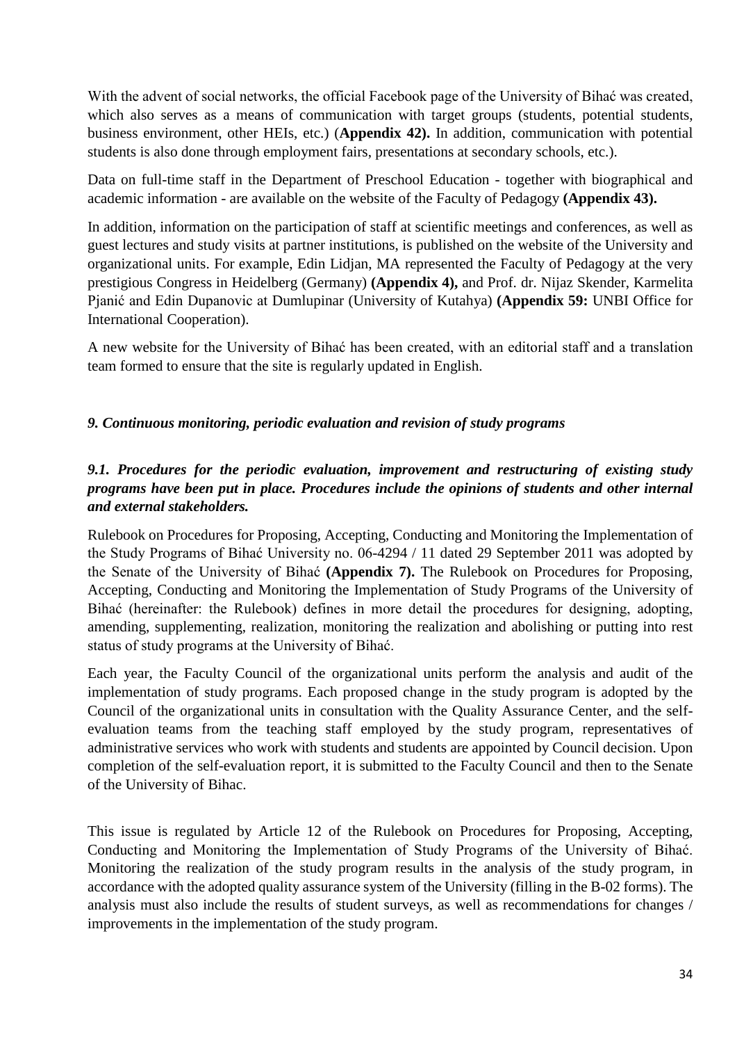With the advent of social networks, the official Facebook page of the University of Bihać was created, which also serves as a means of communication with target groups (students, potential students, business environment, other HEIs, etc.) (**Appendix 42).** In addition, communication with potential students is also done through employment fairs, presentations at secondary schools, etc.).

Data on full-time staff in the Department of Preschool Education - together with biographical and academic information - are available on the website of the Faculty of Pedagogy **(Appendix 43).**

In addition, information on the participation of staff at scientific meetings and conferences, as well as guest lectures and study visits at partner institutions, is published on the website of the University and organizational units. For example, Edin Lidjan, MA represented the Faculty of Pedagogy at the very prestigious Congress in Heidelberg (Germany) **(Appendix 4),** and Prof. dr. Nijaz Skender, Karmelita Pjanić and Edin Dupanovic at Dumlupinar (University of Kutahya) **(Appendix 59:** UNBI Office for International Cooperation).

A new website for the University of Bihać has been created, with an editorial staff and a translation team formed to ensure that the site is regularly updated in English.

### *9. Continuous monitoring, periodic evaluation and revision of study programs*

#### *9.1. Procedures for the periodic evaluation, improvement and restructuring of existing study programs have been put in place. Procedures include the opinions of students and other internal and external stakeholders.*

Rulebook on Procedures for Proposing, Accepting, Conducting and Monitoring the Implementation of the Study Programs of Bihać University no. 06-4294 / 11 dated 29 September 2011 was adopted by the Senate of the University of Bihać **(Appendix 7).** The Rulebook on Procedures for Proposing, Accepting, Conducting and Monitoring the Implementation of Study Programs of the University of Bihać (hereinafter: the Rulebook) defines in more detail the procedures for designing, adopting, amending, supplementing, realization, monitoring the realization and abolishing or putting into rest status of study programs at the University of Bihać.

Each year, the Faculty Council of the organizational units perform the analysis and audit of the implementation of study programs. Each proposed change in the study program is adopted by the Council of the organizational units in consultation with the Quality Assurance Center, and the self-evaluation teams from the teaching staff employed by the study program, representatives of administrative services who work with students and students are appointed by Council decision. Upon completion of the self-evaluation report, it is submitted to the Faculty Council and then to the Senate of the University of Bihac.

This issue is regulated by Article 12 of the Rulebook on Procedures for Proposing, Accepting, Conducting and Monitoring the Implementation of Study Programs of the University of Bihać. Monitoring the realization of the study program results in the analysis of the study program, in accordance with the adopted quality assurance system of the University (filling in the B-02 forms). The analysis must also include the results of student surveys, as well as recommendations for changes / improvements in the implementation of the study program.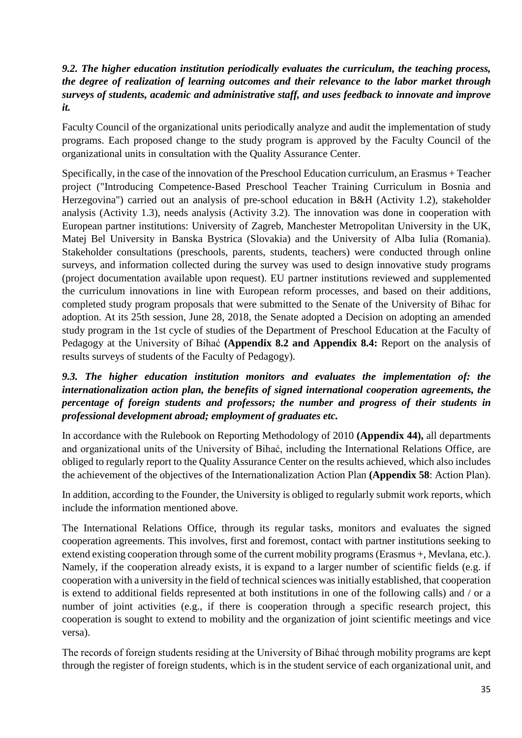***9.2. The higher education institution periodically evaluates the curriculum, the teaching process, the degree of realization of learning outcomes and their relevance to the labor market through surveys of students, academic and administrative staff, and uses feedback to innovate and improve it.***

Faculty Council of the organizational units periodically analyze and audit the implementation of study programs. Each proposed change to the study program is approved by the Faculty Council of the organizational units in consultation with the Quality Assurance Center.

Specifically, in the case of the innovation of the Preschool Education curriculum, an Erasmus + Teacher project ("Introducing Competence-Based Preschool Teacher Training Curriculum in Bosnia and Herzegovina") carried out an analysis of pre-school education in B&H (Activity 1.2), stakeholder analysis (Activity 1.3), needs analysis (Activity 3.2). The innovation was done in cooperation with European partner institutions: University of Zagreb, Manchester Metropolitan University in the UK, Matej Bel University in Banska Bystrica (Slovakia) and the University of Alba Iulia (Romania). Stakeholder consultations (preschools, parents, students, teachers) were conducted through online surveys, and information collected during the survey was used to design innovative study programs (project documentation available upon request). EU partner institutions reviewed and supplemented the curriculum innovations in line with European reform processes, and based on their additions, completed study program proposals that were submitted to the Senate of the University of Bihac for adoption. At its 25th session, June 28, 2018, the Senate adopted a Decision on adopting an amended study program in the 1st cycle of studies of the Department of Preschool Education at the Faculty of Pedagogy at the University of Bihać **(Appendix 8.2 and Appendix 8.4:** Report on the analysis of results surveys of students of the Faculty of Pedagogy).

***9.3. The higher education institution monitors and evaluates the implementation of: the internationalization action plan, the benefits of signed international cooperation agreements, the percentage of foreign students and professors; the number and progress of their students in professional development abroad; employment of graduates etc.***

In accordance with the Rulebook on Reporting Methodology of 2010 **(Appendix 44),** all departments and organizational units of the University of Bihać, including the International Relations Office, are obliged to regularly report to the Quality Assurance Center on the results achieved, which also includes the achievement of the objectives of the Internationalization Action Plan **(Appendix 58**: Action Plan).

In addition, according to the Founder, the University is obliged to regularly submit work reports, which include the information mentioned above.

The International Relations Office, through its regular tasks, monitors and evaluates the signed cooperation agreements. This involves, first and foremost, contact with partner institutions seeking to extend existing cooperation through some of the current mobility programs (Erasmus +, Mevlana, etc.). Namely, if the cooperation already exists, it is expand to a larger number of scientific fields (e.g. if cooperation with a university in the field of technical sciences was initially established, that cooperation is extend to additional fields represented at both institutions in one of the following calls) and / or a number of joint activities (e.g., if there is cooperation through a specific research project, this cooperation is sought to extend to mobility and the organization of joint scientific meetings and vice versa).

The records of foreign students residing at the University of Bihać through mobility programs are kept through the register of foreign students, which is in the student service of each organizational unit, and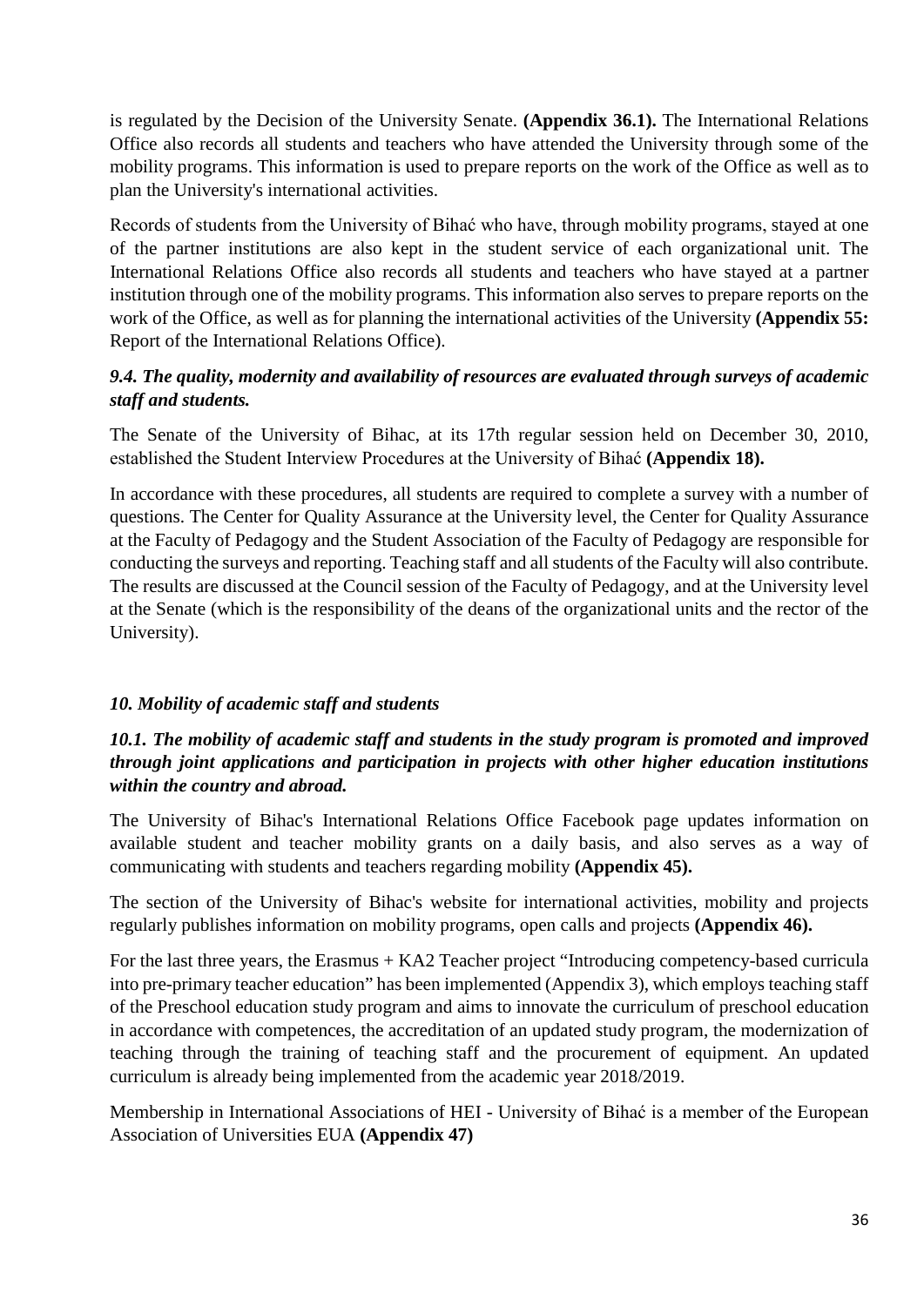is regulated by the Decision of the University Senate. **(Appendix 36.1).** The International Relations Office also records all students and teachers who have attended the University through some of the mobility programs. This information is used to prepare reports on the work of the Office as well as to plan the University's international activities.

Records of students from the University of Bihać who have, through mobility programs, stayed at one of the partner institutions are also kept in the student service of each organizational unit. The International Relations Office also records all students and teachers who have stayed at a partner institution through one of the mobility programs. This information also serves to prepare reports on the work of the Office, as well as for planning the international activities of the University **(Appendix 55:** Report of the International Relations Office).

### *9.4. The quality, modernity and availability of resources are evaluated through surveys of academic staff and students.*

The Senate of the University of Bihac, at its 17th regular session held on December 30, 2010, established the Student Interview Procedures at the University of Bihać **(Appendix 18).**

In accordance with these procedures, all students are required to complete a survey with a number of questions. The Center for Quality Assurance at the University level, the Center for Quality Assurance at the Faculty of Pedagogy and the Student Association of the Faculty of Pedagogy are responsible for conducting the surveys and reporting. Teaching staff and all students of the Faculty will also contribute. The results are discussed at the Council session of the Faculty of Pedagogy, and at the University level at the Senate (which is the responsibility of the deans of the organizational units and the rector of the University).

## *10. Mobility of academic staff and students*

### *10.1. The mobility of academic staff and students in the study program is promoted and improved through joint applications and participation in projects with other higher education institutions within the country and abroad.*

The University of Bihac's International Relations Office Facebook page updates information on available student and teacher mobility grants on a daily basis, and also serves as a way of communicating with students and teachers regarding mobility **(Appendix 45).**

The section of the University of Bihac's website for international activities, mobility and projects regularly publishes information on mobility programs, open calls and projects **(Appendix 46).**

For the last three years, the Erasmus + KA2 Teacher project "Introducing competency-based curricula into pre-primary teacher education" has been implemented (Appendix 3), which employs teaching staff of the Preschool education study program and aims to innovate the curriculum of preschool education in accordance with competences, the accreditation of an updated study program, the modernization of teaching through the training of teaching staff and the procurement of equipment. An updated curriculum is already being implemented from the academic year 2018/2019.

Membership in International Associations of HEI - University of Bihać is a member of the European Association of Universities EUA **(Appendix 47)**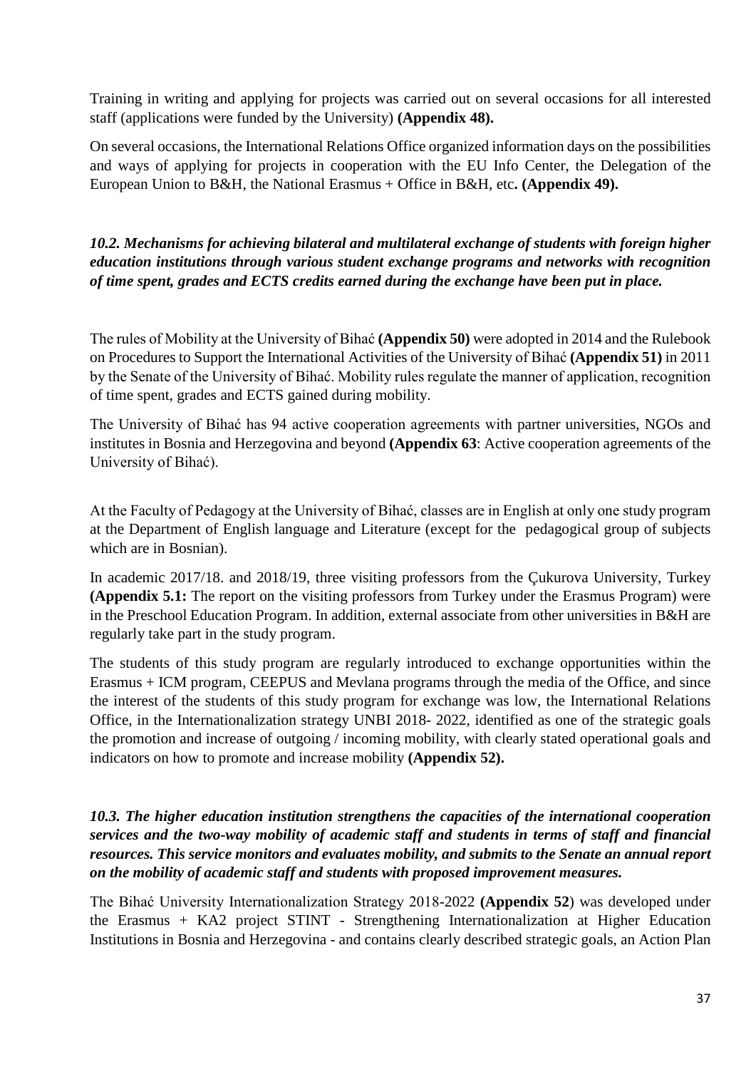Training in writing and applying for projects was carried out on several occasions for all interested staff (applications were funded by the University) **(Appendix 48).**

On several occasions, the International Relations Office organized information days on the possibilities and ways of applying for projects in cooperation with the EU Info Center, the Delegation of the European Union to B&H, the National Erasmus + Office in B&H, etc**. (Appendix 49).**

***10.2. Mechanisms for achieving bilateral and multilateral exchange of students with foreign higher education institutions through various student exchange programs and networks with recognition of time spent, grades and ECTS credits earned during the exchange have been put in place.***

The rules of Mobility at the University of Bihać **(Appendix 50)** were adopted in 2014 and the Rulebook on Procedures to Support the International Activities of the University of Bihać **(Appendix 51)** in 2011 by the Senate of the University of Bihać. Mobility rules regulate the manner of application, recognition of time spent, grades and ECTS gained during mobility.

The University of Bihać has 94 active cooperation agreements with partner universities, NGOs and institutes in Bosnia and Herzegovina and beyond **(Appendix 63**: Active cooperation agreements of the University of Bihać).

At the Faculty of Pedagogy at the University of Bihać, classes are in English at only one study program at the Department of English language and Literature (except for the pedagogical group of subjects which are in Bosnian).

In academic 2017/18. and 2018/19, three visiting professors from the Çukurova University, Turkey **(Appendix 5.1:** The report on the visiting professors from Turkey under the Erasmus Program) were in the Preschool Education Program. In addition, external associate from other universities in B&H are regularly take part in the study program.

The students of this study program are regularly introduced to exchange opportunities within the Erasmus + ICM program, CEEPUS and Mevlana programs through the media of the Office, and since the interest of the students of this study program for exchange was low, the International Relations Office, in the Internationalization strategy UNBI 2018- 2022, identified as one of the strategic goals the promotion and increase of outgoing / incoming mobility, with clearly stated operational goals and indicators on how to promote and increase mobility **(Appendix 52).**

***10.3. The higher education institution strengthens the capacities of the international cooperation services and the two-way mobility of academic staff and students in terms of staff and financial resources. This service monitors and evaluates mobility, and submits to the Senate an annual report on the mobility of academic staff and students with proposed improvement measures.***

The Bihać University Internationalization Strategy 2018-2022 **(Appendix 52**) was developed under the Erasmus + KA2 project STINT - Strengthening Internationalization at Higher Education Institutions in Bosnia and Herzegovina - and contains clearly described strategic goals, an Action Plan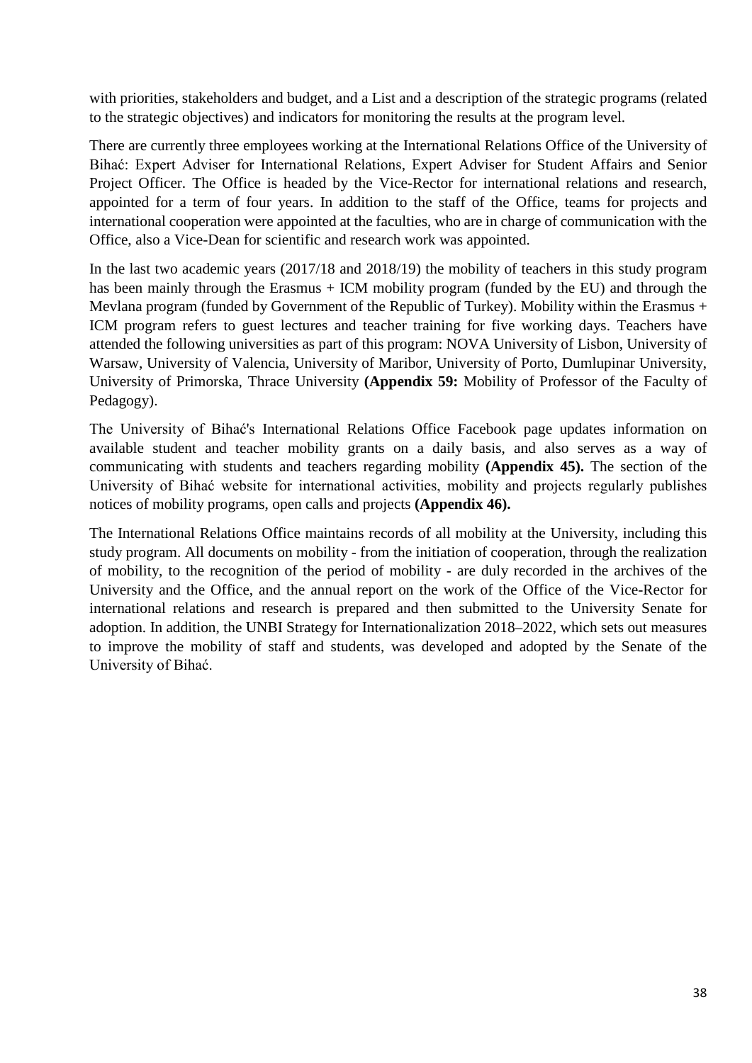with priorities, stakeholders and budget, and a List and a description of the strategic programs (related to the strategic objectives) and indicators for monitoring the results at the program level.

There are currently three employees working at the International Relations Office of the University of Bihać: Expert Adviser for International Relations, Expert Adviser for Student Affairs and Senior Project Officer. The Office is headed by the Vice-Rector for international relations and research, appointed for a term of four years. In addition to the staff of the Office, teams for projects and international cooperation were appointed at the faculties, who are in charge of communication with the Office, also a Vice-Dean for scientific and research work was appointed.

In the last two academic years (2017/18 and 2018/19) the mobility of teachers in this study program has been mainly through the Erasmus + ICM mobility program (funded by the EU) and through the Mevlana program (funded by Government of the Republic of Turkey). Mobility within the Erasmus + ICM program refers to guest lectures and teacher training for five working days. Teachers have attended the following universities as part of this program: NOVA University of Lisbon, University of Warsaw, University of Valencia, University of Maribor, University of Porto, Dumlupinar University, University of Primorska, Thrace University **(Appendix 59:** Mobility of Professor of the Faculty of Pedagogy).

The University of Bihać's International Relations Office Facebook page updates information on available student and teacher mobility grants on a daily basis, and also serves as a way of communicating with students and teachers regarding mobility **(Appendix 45).** The section of the University of Bihać website for international activities, mobility and projects regularly publishes notices of mobility programs, open calls and projects **(Appendix 46).**

The International Relations Office maintains records of all mobility at the University, including this study program. All documents on mobility - from the initiation of cooperation, through the realization of mobility, to the recognition of the period of mobility - are duly recorded in the archives of the University and the Office, and the annual report on the work of the Office of the Vice-Rector for international relations and research is prepared and then submitted to the University Senate for adoption. In addition, the UNBI Strategy for Internationalization 2018–2022, which sets out measures to improve the mobility of staff and students, was developed and adopted by the Senate of the University of Bihać.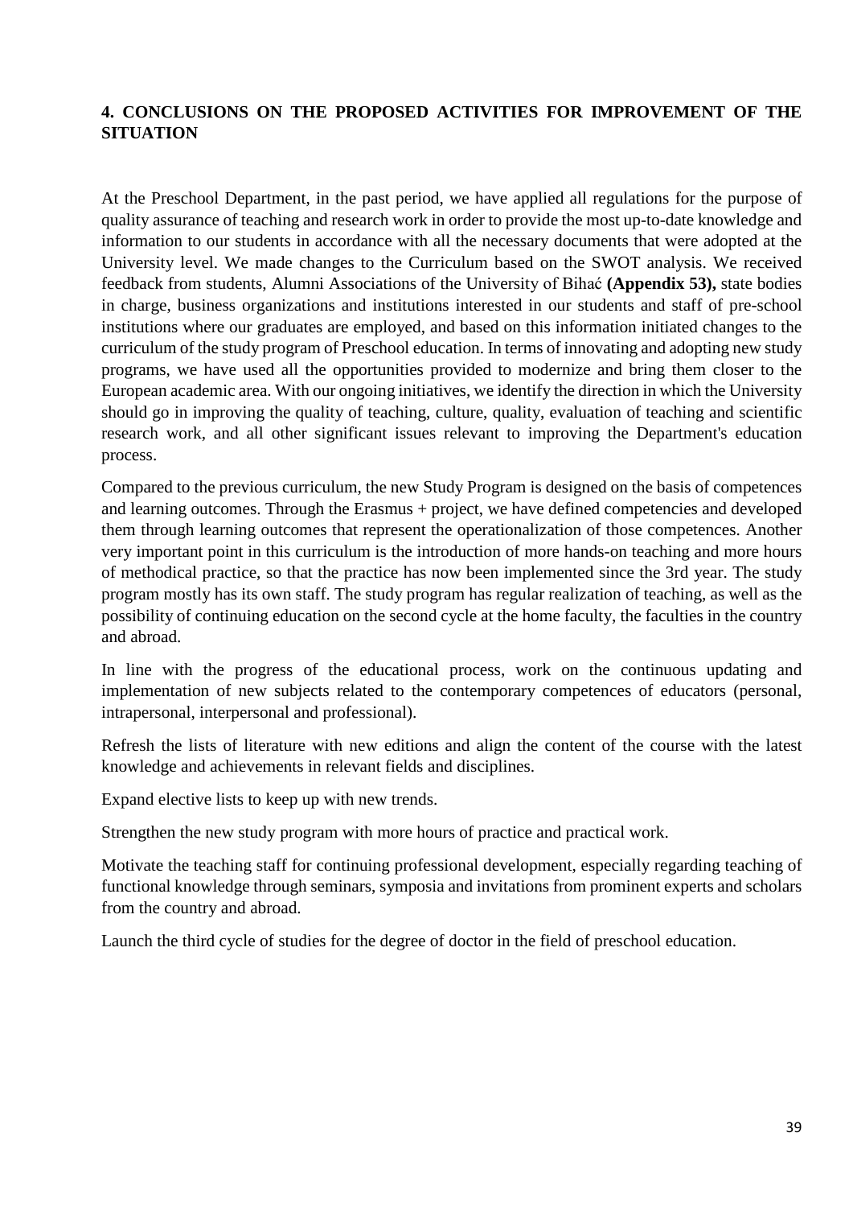## 4. CONCLUSIONS ON THE PROPOSED ACTIVITIES FOR IMPROVEMENT OF THE SITUATION

At the Preschool Department, in the past period, we have applied all regulations for the purpose of quality assurance of teaching and research work in order to provide the most up-to-date knowledge and information to our students in accordance with all the necessary documents that were adopted at the University level. We made changes to the Curriculum based on the SWOT analysis. We received feedback from students, Alumni Associations of the University of Bihać **(Appendix 53),** state bodies in charge, business organizations and institutions interested in our students and staff of pre-school institutions where our graduates are employed, and based on this information initiated changes to the curriculum of the study program of Preschool education. In terms of innovating and adopting new study programs, we have used all the opportunities provided to modernize and bring them closer to the European academic area. With our ongoing initiatives, we identify the direction in which the University should go in improving the quality of teaching, culture, quality, evaluation of teaching and scientific research work, and all other significant issues relevant to improving the Department's education process.

Compared to the previous curriculum, the new Study Program is designed on the basis of competences and learning outcomes. Through the Erasmus + project, we have defined competencies and developed them through learning outcomes that represent the operationalization of those competences. Another very important point in this curriculum is the introduction of more hands-on teaching and more hours of methodical practice, so that the practice has now been implemented since the 3rd year. The study program mostly has its own staff. The study program has regular realization of teaching, as well as the possibility of continuing education on the second cycle at the home faculty, the faculties in the country and abroad.

In line with the progress of the educational process, work on the continuous updating and implementation of new subjects related to the contemporary competences of educators (personal, intrapersonal, interpersonal and professional).

Refresh the lists of literature with new editions and align the content of the course with the latest knowledge and achievements in relevant fields and disciplines.

Expand elective lists to keep up with new trends.

Strengthen the new study program with more hours of practice and practical work.

Motivate the teaching staff for continuing professional development, especially regarding teaching of functional knowledge through seminars, symposia and invitations from prominent experts and scholars from the country and abroad.

Launch the third cycle of studies for the degree of doctor in the field of preschool education.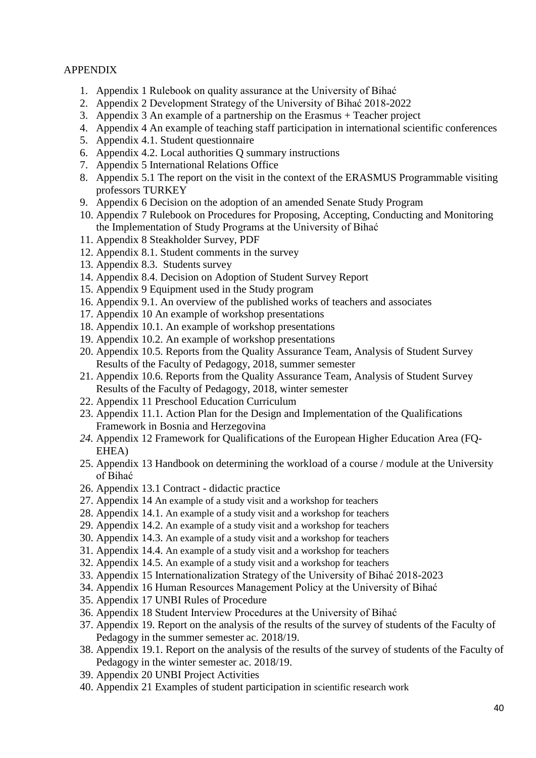APPENDIX

1. Appendix 1 Rulebook on quality assurance at the University of Bihać
2. Appendix 2 Development Strategy of the University of Bihać 2018-2022
3. Appendix 3 An example of a partnership on the Erasmus + Teacher project
4. Appendix 4 An example of teaching staff participation in international scientific conferences
5. Appendix 4.1. Student questionnaire
6. Appendix 4.2. Local authorities Q summary instructions
7. Appendix 5 International Relations Office
8. Appendix 5.1 The report on the visit in the context of the ERASMUS Programmable visiting professors TURKEY
9. Appendix 6 Decision on the adoption of an amended Senate Study Program
10. Appendix 7 Rulebook on Procedures for Proposing, Accepting, Conducting and Monitoring the Implementation of Study Programs at the University of Bihać
11. Appendix 8 Steakholder Survey, PDF
12. Appendix 8.1. Student comments in the survey
13. Appendix 8.3. Students survey
14. Appendix 8.4. Decision on Adoption of Student Survey Report
15. Appendix 9 Equipment used in the Study program
16. Appendix 9.1. An overview of the published works of teachers and associates
17. Appendix 10 An example of workshop presentations
18. Appendix 10.1. An example of workshop presentations
19. Appendix 10.2. An example of workshop presentations
20. Appendix 10.5. Reports from the Quality Assurance Team, Analysis of Student Survey Results of the Faculty of Pedagogy, 2018, summer semester
21. Appendix 10.6. Reports from the Quality Assurance Team, Analysis of Student Survey Results of the Faculty of Pedagogy, 2018, winter semester
22. Appendix 11 Preschool Education Curriculum
23. Appendix 11.1. Action Plan for the Design and Implementation of the Qualifications Framework in Bosnia and Herzegovina
24. Appendix 12 Framework for Qualifications of the European Higher Education Area (FQ-EHEA)
25. Appendix 13 Handbook on determining the workload of a course / module at the University of Bihać
26. Appendix 13.1 Contract - didactic practice
27. Appendix 14 An example of a study visit and a workshop for teachers
28. Appendix 14.1. An example of a study visit and a workshop for teachers
29. Appendix 14.2. An example of a study visit and a workshop for teachers
30. Appendix 14.3. An example of a study visit and a workshop for teachers
31. Appendix 14.4. An example of a study visit and a workshop for teachers
32. Appendix 14.5. An example of a study visit and a workshop for teachers
33. Appendix 15 Internationalization Strategy of the University of Bihać 2018-2023
34. Appendix 16 Human Resources Management Policy at the University of Bihać
35. Appendix 17 UNBI Rules of Procedure
36. Appendix 18 Student Interview Procedures at the University of Bihać
37. Appendix 19. Report on the analysis of the results of the survey of students of the Faculty of Pedagogy in the summer semester ac. 2018/19.
38. Appendix 19.1. Report on the analysis of the results of the survey of students of the Faculty of Pedagogy in the winter semester ac. 2018/19.
39. Appendix 20 UNBI Project Activities
40. Appendix 21 Examples of student participation in scientific research work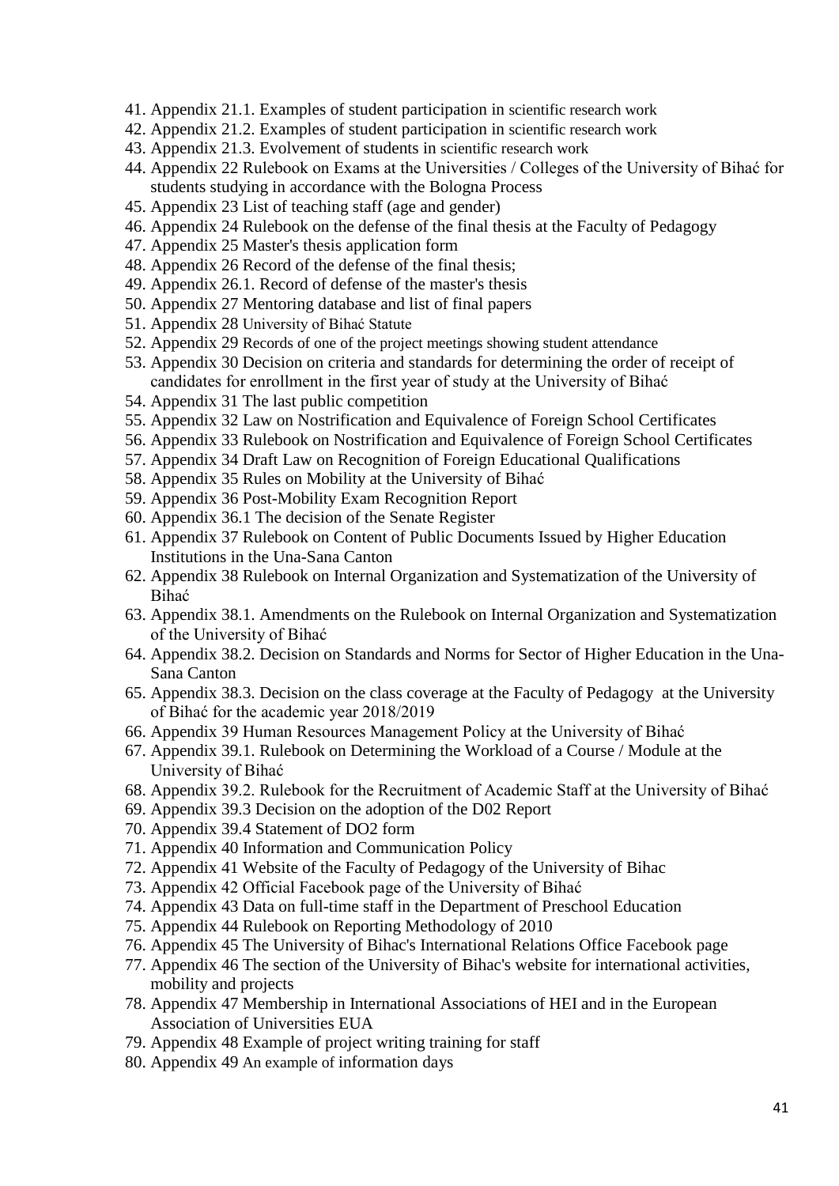41. Appendix 21.1. Examples of student participation in scientific research work
42. Appendix 21.2. Examples of student participation in scientific research work
43. Appendix 21.3. Evolvement of students in scientific research work
44. Appendix 22 Rulebook on Exams at the Universities / Colleges of the University of Bihać for students studying in accordance with the Bologna Process
45. Appendix 23 List of teaching staff (age and gender)
46. Appendix 24 Rulebook on the defense of the final thesis at the Faculty of Pedagogy
47. Appendix 25 Master's thesis application form
48. Appendix 26 Record of the defense of the final thesis;
49. Appendix 26.1. Record of defense of the master's thesis
50. Appendix 27 Mentoring database and list of final papers
51. Appendix 28 University of Bihać Statute
52. Appendix 29 Records of one of the project meetings showing student attendance
53. Appendix 30 Decision on criteria and standards for determining the order of receipt of candidates for enrollment in the first year of study at the University of Bihać
54. Appendix 31 The last public competition
55. Appendix 32 Law on Nostrification and Equivalence of Foreign School Certificates
56. Appendix 33 Rulebook on Nostrification and Equivalence of Foreign School Certificates
57. Appendix 34 Draft Law on Recognition of Foreign Educational Qualifications
58. Appendix 35 Rules on Mobility at the University of Bihać
59. Appendix 36 Post-Mobility Exam Recognition Report
60. Appendix 36.1 The decision of the Senate Register
61. Appendix 37 Rulebook on Content of Public Documents Issued by Higher Education Institutions in the Una-Sana Canton
62. Appendix 38 Rulebook on Internal Organization and Systematization of the University of Bihać
63. Appendix 38.1. Amendments on the Rulebook on Internal Organization and Systematization of the University of Bihać
64. Appendix 38.2. Decision on Standards and Norms for Sector of Higher Education in the Una-Sana Canton
65. Appendix 38.3. Decision on the class coverage at the Faculty of Pedagogy at the University of Bihać for the academic year 2018/2019
66. Appendix 39 Human Resources Management Policy at the University of Bihać
67. Appendix 39.1. Rulebook on Determining the Workload of a Course / Module at the University of Bihać
68. Appendix 39.2. Rulebook for the Recruitment of Academic Staff at the University of Bihać
69. Appendix 39.3 Decision on the adoption of the D02 Report
70. Appendix 39.4 Statement of DO2 form
71. Appendix 40 Information and Communication Policy
72. Appendix 41 Website of the Faculty of Pedagogy of the University of Bihac
73. Appendix 42 Official Facebook page of the University of Bihać
74. Appendix 43 Data on full-time staff in the Department of Preschool Education
75. Appendix 44 Rulebook on Reporting Methodology of 2010
76. Appendix 45 The University of Bihac's International Relations Office Facebook page
77. Appendix 46 The section of the University of Bihac's website for international activities, mobility and projects
78. Appendix 47 Membership in International Associations of HEI and in the European Association of Universities EUA
79. Appendix 48 Example of project writing training for staff
80. Appendix 49 An example of information days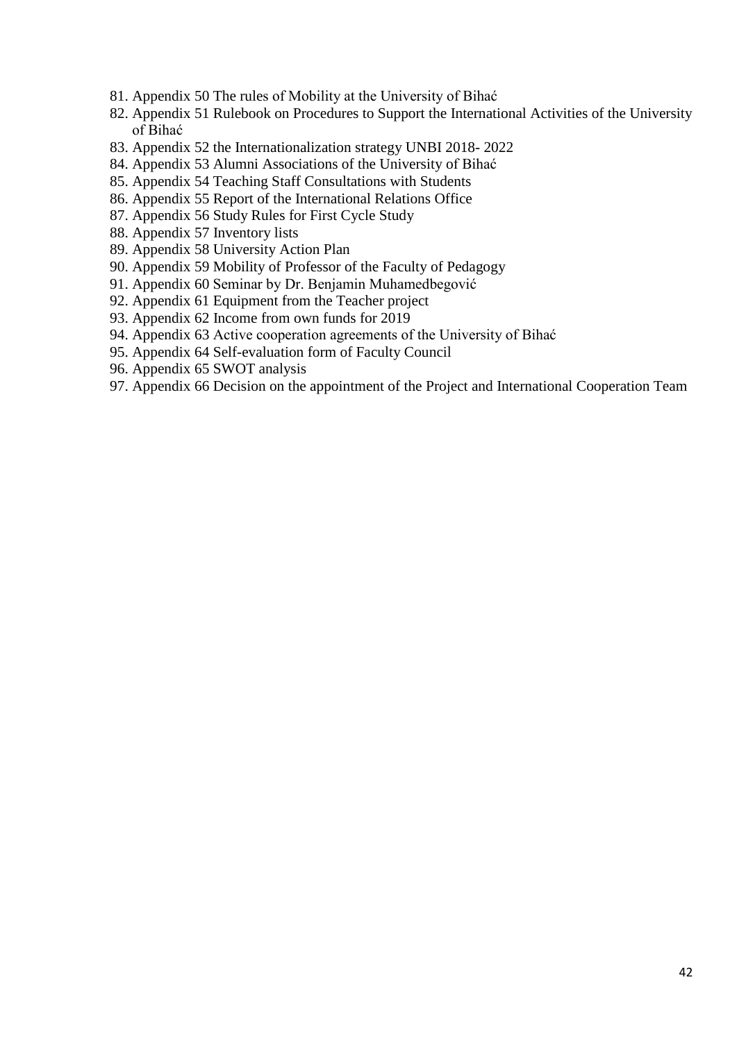81. Appendix 50 The rules of Mobility at the University of Bihać
82. Appendix 51 Rulebook on Procedures to Support the International Activities of the University of Bihać
83. Appendix 52 the Internationalization strategy UNBI 2018- 2022
84. Appendix 53 Alumni Associations of the University of Bihać
85. Appendix 54 Teaching Staff Consultations with Students
86. Appendix 55 Report of the International Relations Office
87. Appendix 56 Study Rules for First Cycle Study
88. Appendix 57 Inventory lists
89. Appendix 58 University Action Plan
90. Appendix 59 Mobility of Professor of the Faculty of Pedagogy
91. Appendix 60 Seminar by Dr. Benjamin Muhamedbegović
92. Appendix 61 Equipment from the Teacher project
93. Appendix 62 Income from own funds for 2019
94. Appendix 63 Active cooperation agreements of the University of Bihać
95. Appendix 64 Self-evaluation form of Faculty Council
96. Appendix 65 SWOT analysis
97. Appendix 66 Decision on the appointment of the Project and International Cooperation Team